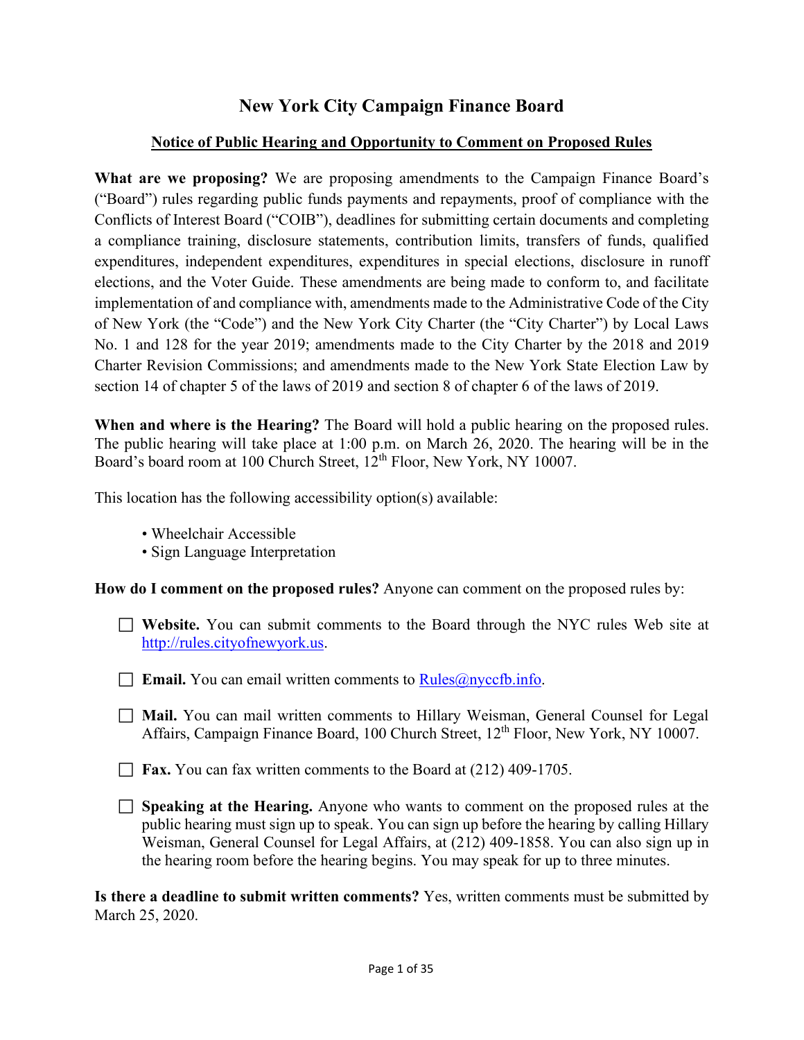# New York City Campaign Finance Board

## Notice of Public Hearing and Opportunity to Comment on Proposed Rules

**What are we proposing?** We are proposing amendments to the Campaign Finance Board's ("Board") rules regarding public funds payments and repayments, proof of compliance with the Conflicts of Interest Board ("COIB"), deadlines for submitting certain documents and completing a compliance training, disclosure statements, contribution limits, transfers of funds, qualified expenditures, independent expenditures, expenditures in special elections, disclosure in runoff elections, and the Voter Guide. These amendments are being made to conform to, and facilitate implementation of and compliance with, amendments made to the Administrative Code of the City of New York (the "Code") and the New York City Charter (the "City Charter") by Local Laws No. 1 and 128 for the year 2019; amendments made to the City Charter by the 2018 and 2019 Charter Revision Commissions; and amendments made to the New York State Election Law by section 14 of chapter 5 of the laws of 2019 and section 8 of chapter 6 of the laws of 2019.

**When and where is the Hearing?** The Board will hold a public hearing on the proposed rules. The public hearing will take place at 1:00 p.m. on March 26, 2020. The hearing will be in the Board's board room at 100 Church Street, 12th Floor, New York, NY 10007.

This location has the following accessibility option(s) available:

- Wheelchair Accessible
- Sign Language Interpretation

**How do I comment on the proposed rules?** Anyone can comment on the proposed rules by:

- ☐ **Website.** You can submit comments to the Board through the NYC rules Web site at http://rules.cityofnewyork.us.
- ☐ **Email.** You can email written comments to Rules@nyccfb.info.
- ☐ **Mail.** You can mail written comments to Hillary Weisman, General Counsel for Legal Affairs, Campaign Finance Board, 100 Church Street, 12th Floor, New York, NY 10007.
- ☐ **Fax.** You can fax written comments to the Board at (212) 409-1705.
- ☐ **Speaking at the Hearing.** Anyone who wants to comment on the proposed rules at the public hearing must sign up to speak. You can sign up before the hearing by calling Hillary Weisman, General Counsel for Legal Affairs, at (212) 409-1858. You can also sign up in the hearing room before the hearing begins. You may speak for up to three minutes.

**Is there a deadline to submit written comments?** Yes, written comments must be submitted by March 25, 2020.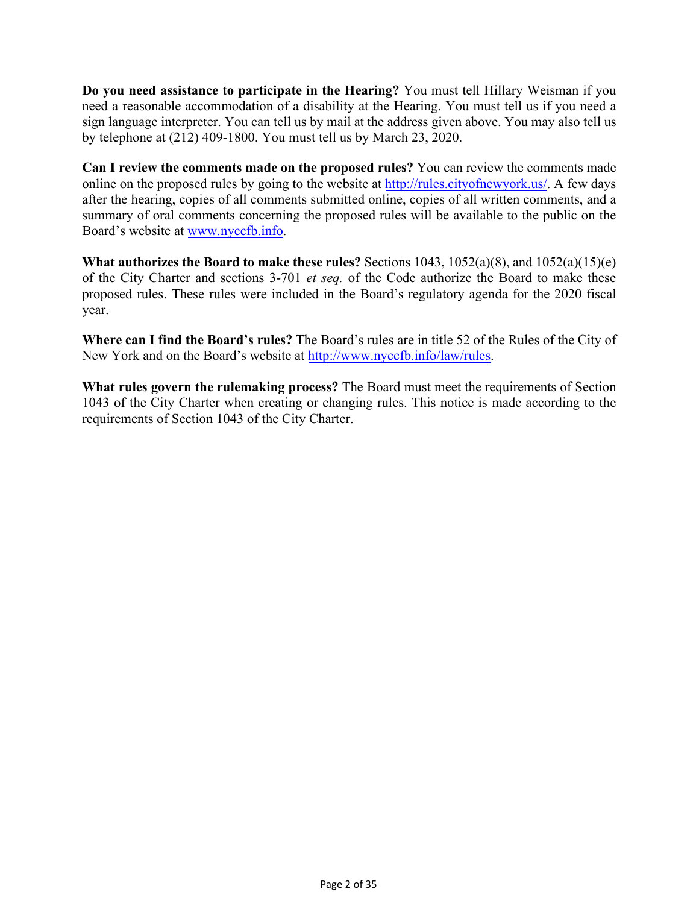**Do you need assistance to participate in the Hearing?** You must tell Hillary Weisman if you need a reasonable accommodation of a disability at the Hearing. You must tell us if you need a sign language interpreter. You can tell us by mail at the address given above. You may also tell us by telephone at (212) 409-1800. You must tell us by March 23, 2020.

**Can I review the comments made on the proposed rules?** You can review the comments made online on the proposed rules by going to the website at http://rules.cityofnewyork.us/. A few days after the hearing, copies of all comments submitted online, copies of all written comments, and a summary of oral comments concerning the proposed rules will be available to the public on the Board's website at www.nyccfb.info.

**What authorizes the Board to make these rules?** Sections 1043, 1052(a)(8), and 1052(a)(15)(e) of the City Charter and sections 3-701 *et seq.* of the Code authorize the Board to make these proposed rules. These rules were included in the Board's regulatory agenda for the 2020 fiscal year.

**Where can I find the Board's rules?** The Board's rules are in title 52 of the Rules of the City of New York and on the Board's website at http://www.nyccfb.info/law/rules.

**What rules govern the rulemaking process?** The Board must meet the requirements of Section 1043 of the City Charter when creating or changing rules. This notice is made according to the requirements of Section 1043 of the City Charter.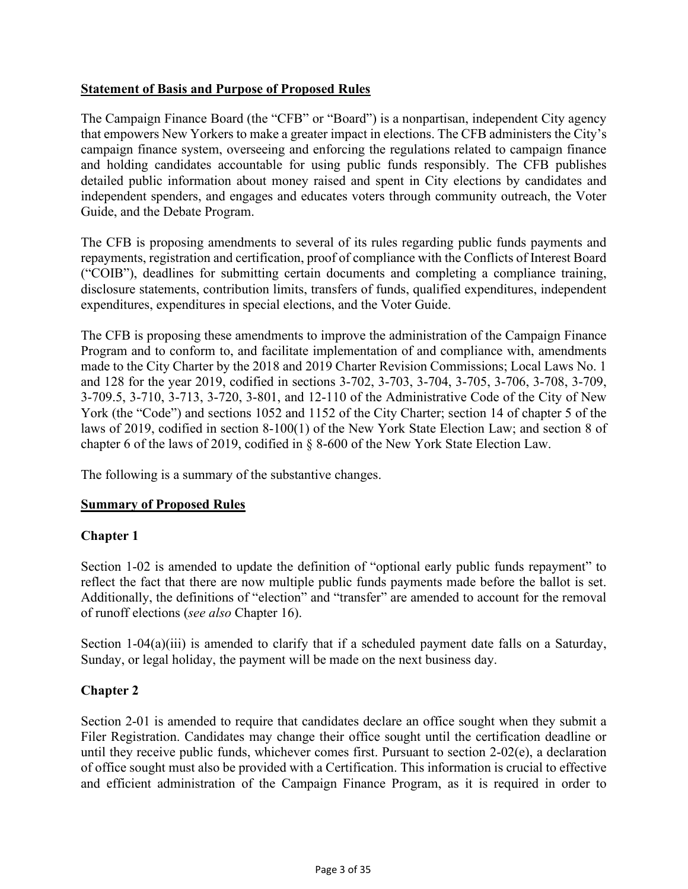## Statement of Basis and Purpose of Proposed Rules

The Campaign Finance Board (the "CFB" or "Board") is a nonpartisan, independent City agency that empowers New Yorkers to make a greater impact in elections. The CFB administers the City's campaign finance system, overseeing and enforcing the regulations related to campaign finance and holding candidates accountable for using public funds responsibly. The CFB publishes detailed public information about money raised and spent in City elections by candidates and independent spenders, and engages and educates voters through community outreach, the Voter Guide, and the Debate Program.

The CFB is proposing amendments to several of its rules regarding public funds payments and repayments, registration and certification, proof of compliance with the Conflicts of Interest Board ("COIB"), deadlines for submitting certain documents and completing a compliance training, disclosure statements, contribution limits, transfers of funds, qualified expenditures, independent expenditures, expenditures in special elections, and the Voter Guide.

The CFB is proposing these amendments to improve the administration of the Campaign Finance Program and to conform to, and facilitate implementation of and compliance with, amendments made to the City Charter by the 2018 and 2019 Charter Revision Commissions; Local Laws No. 1 and 128 for the year 2019, codified in sections 3-702, 3-703, 3-704, 3-705, 3-706, 3-708, 3-709, 3-709.5, 3-710, 3-713, 3-720, 3-801, and 12-110 of the Administrative Code of the City of New York (the "Code") and sections 1052 and 1152 of the City Charter; section 14 of chapter 5 of the laws of 2019, codified in section 8-100(1) of the New York State Election Law; and section 8 of chapter 6 of the laws of 2019, codified in § 8-600 of the New York State Election Law.

The following is a summary of the substantive changes.

## Summary of Proposed Rules

### Chapter 1

Section 1-02 is amended to update the definition of "optional early public funds repayment" to reflect the fact that there are now multiple public funds payments made before the ballot is set. Additionally, the definitions of "election" and "transfer" are amended to account for the removal of runoff elections (*see also* Chapter 16).

Section 1-04(a)(iii) is amended to clarify that if a scheduled payment date falls on a Saturday, Sunday, or legal holiday, the payment will be made on the next business day.

### Chapter 2

Section 2-01 is amended to require that candidates declare an office sought when they submit a Filer Registration. Candidates may change their office sought until the certification deadline or until they receive public funds, whichever comes first. Pursuant to section 2-02(e), a declaration of office sought must also be provided with a Certification. This information is crucial to effective and efficient administration of the Campaign Finance Program, as it is required in order to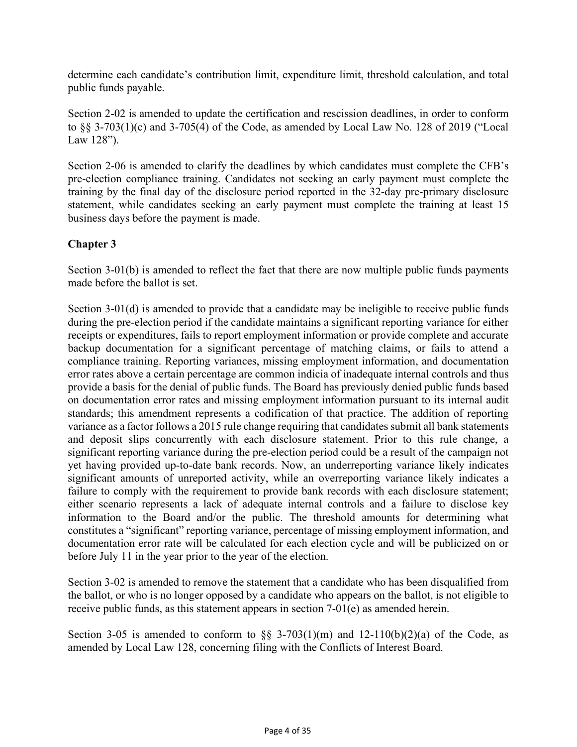determine each candidate's contribution limit, expenditure limit, threshold calculation, and total public funds payable.

Section 2-02 is amended to update the certification and rescission deadlines, in order to conform to §§ 3-703(1)(c) and 3-705(4) of the Code, as amended by Local Law No. 128 of 2019 ("Local Law 128").

Section 2-06 is amended to clarify the deadlines by which candidates must complete the CFB's pre-election compliance training. Candidates not seeking an early payment must complete the training by the final day of the disclosure period reported in the 32-day pre-primary disclosure statement, while candidates seeking an early payment must complete the training at least 15 business days before the payment is made.

## Chapter 3

Section 3-01(b) is amended to reflect the fact that there are now multiple public funds payments made before the ballot is set.

Section 3-01(d) is amended to provide that a candidate may be ineligible to receive public funds during the pre-election period if the candidate maintains a significant reporting variance for either receipts or expenditures, fails to report employment information or provide complete and accurate backup documentation for a significant percentage of matching claims, or fails to attend a compliance training. Reporting variances, missing employment information, and documentation error rates above a certain percentage are common indicia of inadequate internal controls and thus provide a basis for the denial of public funds. The Board has previously denied public funds based on documentation error rates and missing employment information pursuant to its internal audit standards; this amendment represents a codification of that practice. The addition of reporting variance as a factor follows a 2015 rule change requiring that candidates submit all bank statements and deposit slips concurrently with each disclosure statement. Prior to this rule change, a significant reporting variance during the pre-election period could be a result of the campaign not yet having provided up-to-date bank records. Now, an underreporting variance likely indicates significant amounts of unreported activity, while an overreporting variance likely indicates a failure to comply with the requirement to provide bank records with each disclosure statement; either scenario represents a lack of adequate internal controls and a failure to disclose key information to the Board and/or the public. The threshold amounts for determining what constitutes a "significant" reporting variance, percentage of missing employment information, and documentation error rate will be calculated for each election cycle and will be publicized on or before July 11 in the year prior to the year of the election.

Section 3-02 is amended to remove the statement that a candidate who has been disqualified from the ballot, or who is no longer opposed by a candidate who appears on the ballot, is not eligible to receive public funds, as this statement appears in section 7-01(e) as amended herein.

Section 3-05 is amended to conform to §§ 3-703(1)(m) and 12-110(b)(2)(a) of the Code, as amended by Local Law 128, concerning filing with the Conflicts of Interest Board.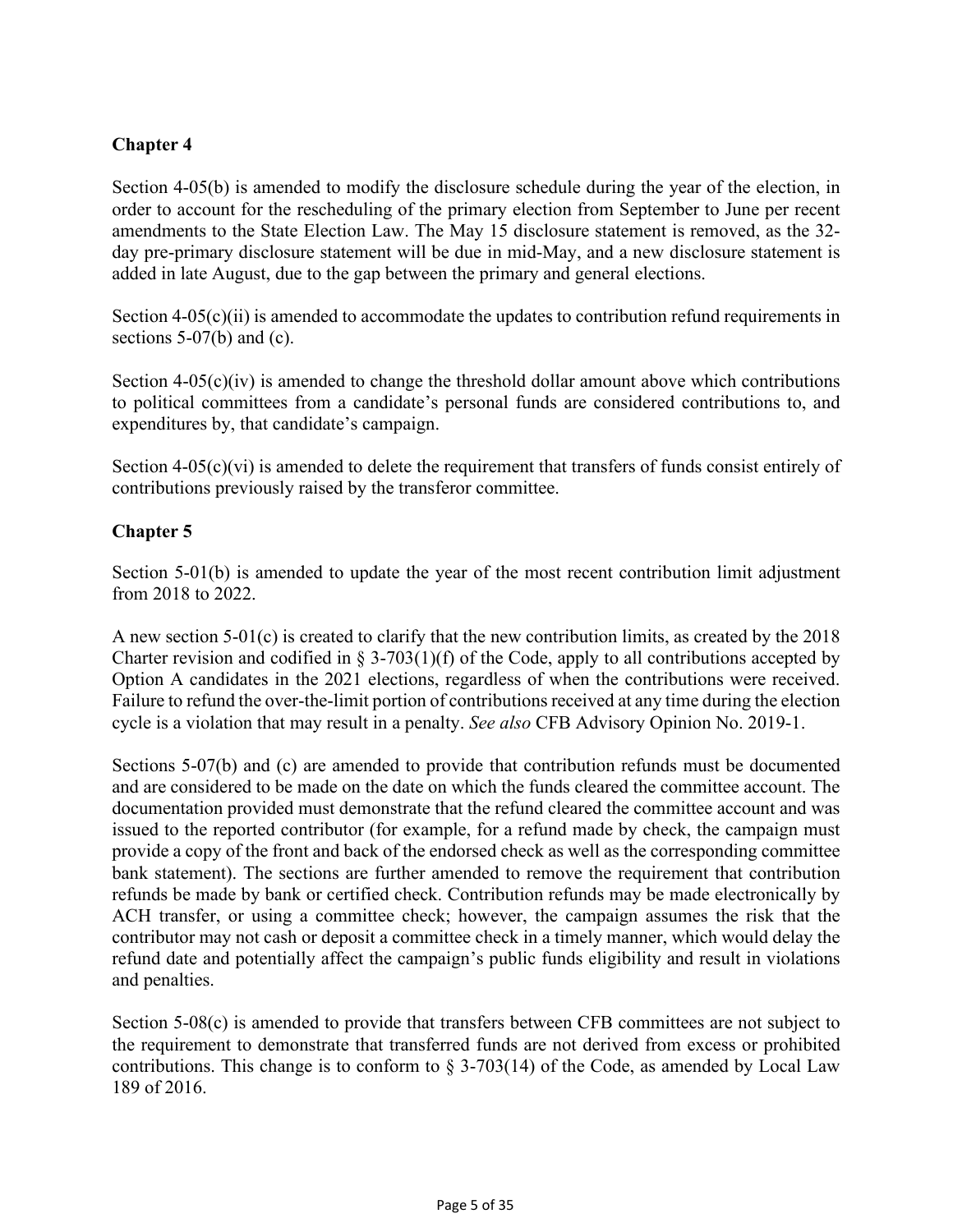## Chapter 4

Section 4-05(b) is amended to modify the disclosure schedule during the year of the election, in order to account for the rescheduling of the primary election from September to June per recent amendments to the State Election Law. The May 15 disclosure statement is removed, as the 32-day pre-primary disclosure statement will be due in mid-May, and a new disclosure statement is added in late August, due to the gap between the primary and general elections.

Section 4-05(c)(ii) is amended to accommodate the updates to contribution refund requirements in sections 5-07(b) and (c).

Section 4-05(c)(iv) is amended to change the threshold dollar amount above which contributions to political committees from a candidate's personal funds are considered contributions to, and expenditures by, that candidate's campaign.

Section 4-05(c)(vi) is amended to delete the requirement that transfers of funds consist entirely of contributions previously raised by the transferor committee.

## Chapter 5

Section 5-01(b) is amended to update the year of the most recent contribution limit adjustment from 2018 to 2022.

A new section 5-01(c) is created to clarify that the new contribution limits, as created by the 2018 Charter revision and codified in § 3-703(1)(f) of the Code, apply to all contributions accepted by Option A candidates in the 2021 elections, regardless of when the contributions were received. Failure to refund the over-the-limit portion of contributions received at any time during the election cycle is a violation that may result in a penalty. *See also* CFB Advisory Opinion No. 2019-1.

Sections 5-07(b) and (c) are amended to provide that contribution refunds must be documented and are considered to be made on the date on which the funds cleared the committee account. The documentation provided must demonstrate that the refund cleared the committee account and was issued to the reported contributor (for example, for a refund made by check, the campaign must provide a copy of the front and back of the endorsed check as well as the corresponding committee bank statement). The sections are further amended to remove the requirement that contribution refunds be made by bank or certified check. Contribution refunds may be made electronically by ACH transfer, or using a committee check; however, the campaign assumes the risk that the contributor may not cash or deposit a committee check in a timely manner, which would delay the refund date and potentially affect the campaign's public funds eligibility and result in violations and penalties.

Section 5-08(c) is amended to provide that transfers between CFB committees are not subject to the requirement to demonstrate that transferred funds are not derived from excess or prohibited contributions. This change is to conform to § 3-703(14) of the Code, as amended by Local Law 189 of 2016.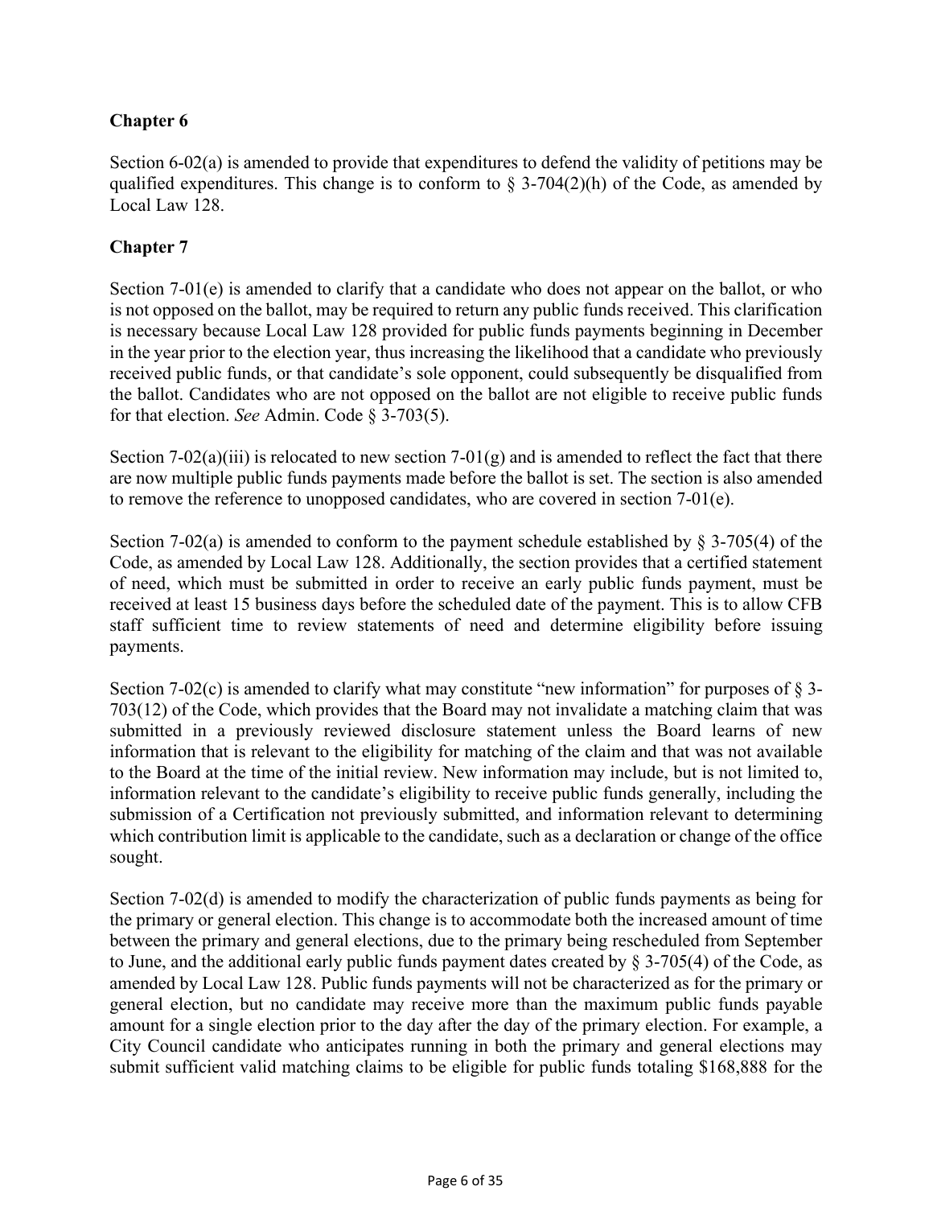**Chapter 6**

Section 6-02(a) is amended to provide that expenditures to defend the validity of petitions may be qualified expenditures. This change is to conform to § 3-704(2)(h) of the Code, as amended by Local Law 128.

**Chapter 7**

Section 7-01(e) is amended to clarify that a candidate who does not appear on the ballot, or who is not opposed on the ballot, may be required to return any public funds received. This clarification is necessary because Local Law 128 provided for public funds payments beginning in December in the year prior to the election year, thus increasing the likelihood that a candidate who previously received public funds, or that candidate's sole opponent, could subsequently be disqualified from the ballot. Candidates who are not opposed on the ballot are not eligible to receive public funds for that election. *See* Admin. Code § 3-703(5).

Section 7-02(a)(iii) is relocated to new section 7-01(g) and is amended to reflect the fact that there are now multiple public funds payments made before the ballot is set. The section is also amended to remove the reference to unopposed candidates, who are covered in section 7-01(e).

Section 7-02(a) is amended to conform to the payment schedule established by § 3-705(4) of the Code, as amended by Local Law 128. Additionally, the section provides that a certified statement of need, which must be submitted in order to receive an early public funds payment, must be received at least 15 business days before the scheduled date of the payment. This is to allow CFB staff sufficient time to review statements of need and determine eligibility before issuing payments.

Section 7-02(c) is amended to clarify what may constitute "new information" for purposes of § 3-703(12) of the Code, which provides that the Board may not invalidate a matching claim that was submitted in a previously reviewed disclosure statement unless the Board learns of new information that is relevant to the eligibility for matching of the claim and that was not available to the Board at the time of the initial review. New information may include, but is not limited to, information relevant to the candidate's eligibility to receive public funds generally, including the submission of a Certification not previously submitted, and information relevant to determining which contribution limit is applicable to the candidate, such as a declaration or change of the office sought.

Section 7-02(d) is amended to modify the characterization of public funds payments as being for the primary or general election. This change is to accommodate both the increased amount of time between the primary and general elections, due to the primary being rescheduled from September to June, and the additional early public funds payment dates created by § 3-705(4) of the Code, as amended by Local Law 128. Public funds payments will not be characterized as for the primary or general election, but no candidate may receive more than the maximum public funds payable amount for a single election prior to the day after the day of the primary election. For example, a City Council candidate who anticipates running in both the primary and general elections may submit sufficient valid matching claims to be eligible for public funds totaling $168,888 for the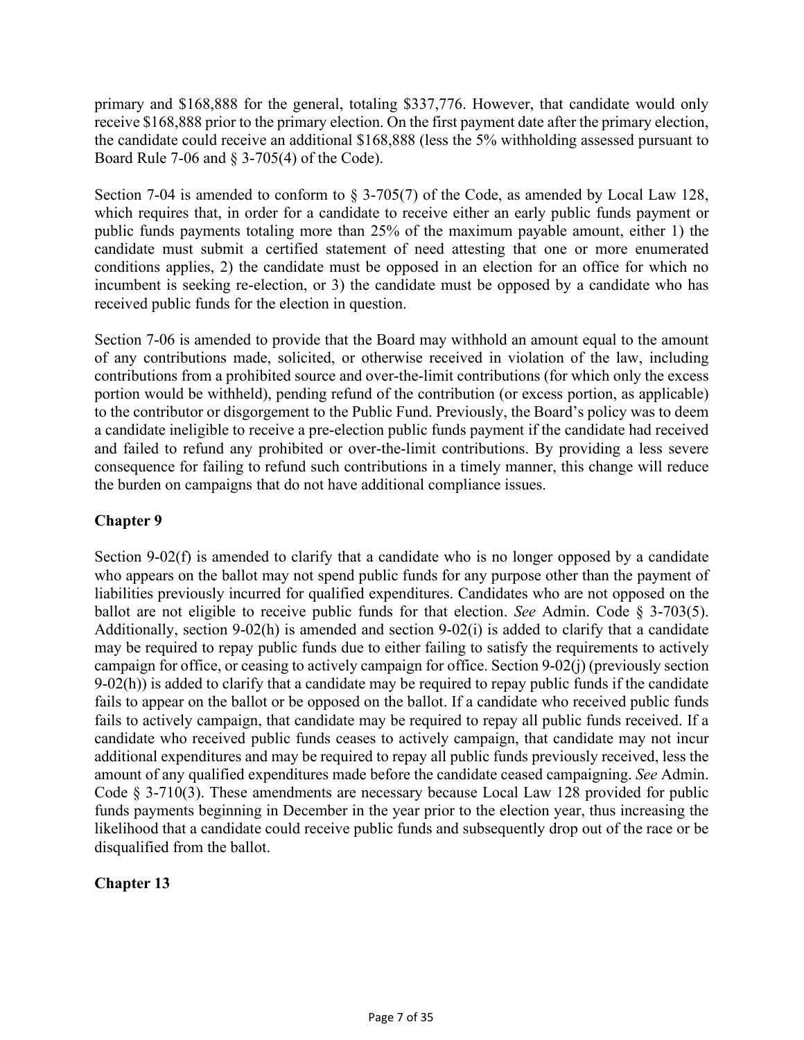primary and $168,888 for the general, totaling $337,776. However, that candidate would only receive $168,888 prior to the primary election. On the first payment date after the primary election, the candidate could receive an additional $168,888 (less the 5% withholding assessed pursuant to Board Rule 7-06 and § 3-705(4) of the Code).

Section 7-04 is amended to conform to § 3-705(7) of the Code, as amended by Local Law 128, which requires that, in order for a candidate to receive either an early public funds payment or public funds payments totaling more than 25% of the maximum payable amount, either 1) the candidate must submit a certified statement of need attesting that one or more enumerated conditions applies, 2) the candidate must be opposed in an election for an office for which no incumbent is seeking re-election, or 3) the candidate must be opposed by a candidate who has received public funds for the election in question.

Section 7-06 is amended to provide that the Board may withhold an amount equal to the amount of any contributions made, solicited, or otherwise received in violation of the law, including contributions from a prohibited source and over-the-limit contributions (for which only the excess portion would be withheld), pending refund of the contribution (or excess portion, as applicable) to the contributor or disgorgement to the Public Fund. Previously, the Board's policy was to deem a candidate ineligible to receive a pre-election public funds payment if the candidate had received and failed to refund any prohibited or over-the-limit contributions. By providing a less severe consequence for failing to refund such contributions in a timely manner, this change will reduce the burden on campaigns that do not have additional compliance issues.

## Chapter 9

Section 9-02(f) is amended to clarify that a candidate who is no longer opposed by a candidate who appears on the ballot may not spend public funds for any purpose other than the payment of liabilities previously incurred for qualified expenditures. Candidates who are not opposed on the ballot are not eligible to receive public funds for that election. *See* Admin. Code § 3-703(5). Additionally, section 9-02(h) is amended and section 9-02(i) is added to clarify that a candidate may be required to repay public funds due to either failing to satisfy the requirements to actively campaign for office, or ceasing to actively campaign for office. Section 9-02(j) (previously section 9-02(h)) is added to clarify that a candidate may be required to repay public funds if the candidate fails to appear on the ballot or be opposed on the ballot. If a candidate who received public funds fails to actively campaign, that candidate may be required to repay all public funds received. If a candidate who received public funds ceases to actively campaign, that candidate may not incur additional expenditures and may be required to repay all public funds previously received, less the amount of any qualified expenditures made before the candidate ceased campaigning. *See* Admin. Code § 3-710(3). These amendments are necessary because Local Law 128 provided for public funds payments beginning in December in the year prior to the election year, thus increasing the likelihood that a candidate could receive public funds and subsequently drop out of the race or be disqualified from the ballot.

## Chapter 13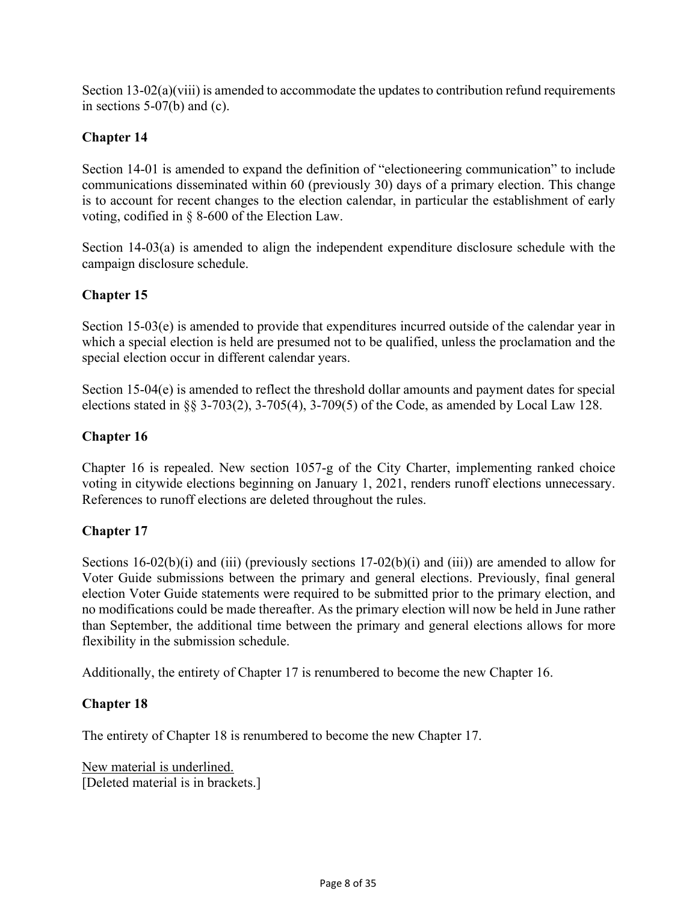Section 13-02(a)(viii) is amended to accommodate the updates to contribution refund requirements in sections 5-07(b) and (c).

## Chapter 14

Section 14-01 is amended to expand the definition of "electioneering communication" to include communications disseminated within 60 (previously 30) days of a primary election. This change is to account for recent changes to the election calendar, in particular the establishment of early voting, codified in § 8-600 of the Election Law.

Section 14-03(a) is amended to align the independent expenditure disclosure schedule with the campaign disclosure schedule.

## Chapter 15

Section 15-03(e) is amended to provide that expenditures incurred outside of the calendar year in which a special election is held are presumed not to be qualified, unless the proclamation and the special election occur in different calendar years.

Section 15-04(e) is amended to reflect the threshold dollar amounts and payment dates for special elections stated in §§ 3-703(2), 3-705(4), 3-709(5) of the Code, as amended by Local Law 128.

## Chapter 16

Chapter 16 is repealed. New section 1057-g of the City Charter, implementing ranked choice voting in citywide elections beginning on January 1, 2021, renders runoff elections unnecessary. References to runoff elections are deleted throughout the rules.

## Chapter 17

Sections 16-02(b)(i) and (iii) (previously sections 17-02(b)(i) and (iii)) are amended to allow for Voter Guide submissions between the primary and general elections. Previously, final general election Voter Guide statements were required to be submitted prior to the primary election, and no modifications could be made thereafter. As the primary election will now be held in June rather than September, the additional time between the primary and general elections allows for more flexibility in the submission schedule.

Additionally, the entirety of Chapter 17 is renumbered to become the new Chapter 16.

## Chapter 18

The entirety of Chapter 18 is renumbered to become the new Chapter 17.

<u>New material is underlined.</u>
[Deleted material is in brackets.]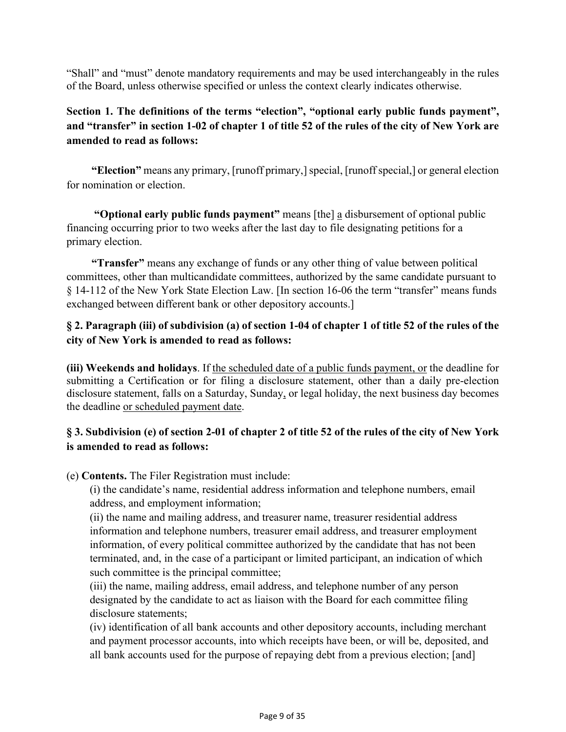"Shall" and "must" denote mandatory requirements and may be used interchangeably in the rules of the Board, unless otherwise specified or unless the context clearly indicates otherwise.

**Section 1. The definitions of the terms "election", "optional early public funds payment", and "transfer" in section 1-02 of chapter 1 of title 52 of the rules of the city of New York are amended to read as follows:**

**"Election"** means any primary, [runoff primary,] special, [runoff special,] or general election for nomination or election.

**"Optional early public funds payment"** means [the] <u>a</u> disbursement of optional public financing occurring prior to two weeks after the last day to file designating petitions for a primary election.

**"Transfer"** means any exchange of funds or any other thing of value between political committees, other than multicandidate committees, authorized by the same candidate pursuant to § 14-112 of the New York State Election Law. [In section 16-06 the term "transfer" means funds exchanged between different bank or other depository accounts.]

**§ 2. Paragraph (iii) of subdivision (a) of section 1-04 of chapter 1 of title 52 of the rules of the city of New York is amended to read as follows:**

**(iii) Weekends and holidays**. If <u>the scheduled date of a public funds payment, or</u> the deadline for submitting a Certification or for filing a disclosure statement, other than a daily pre-election disclosure statement, falls on a Saturday, Sunday<u>,</u> or legal holiday, the next business day becomes the deadline <u>or scheduled payment date</u>.

**§ 3. Subdivision (e) of section 2-01 of chapter 2 of title 52 of the rules of the city of New York is amended to read as follows:**

(e) **Contents.** The Filer Registration must include:

(i) the candidate's name, residential address information and telephone numbers, email address, and employment information;

(ii) the name and mailing address, and treasurer name, treasurer residential address information and telephone numbers, treasurer email address, and treasurer employment information, of every political committee authorized by the candidate that has not been terminated, and, in the case of a participant or limited participant, an indication of which such committee is the principal committee;

(iii) the name, mailing address, email address, and telephone number of any person designated by the candidate to act as liaison with the Board for each committee filing disclosure statements;

(iv) identification of all bank accounts and other depository accounts, including merchant and payment processor accounts, into which receipts have been, or will be, deposited, and all bank accounts used for the purpose of repaying debt from a previous election; [and]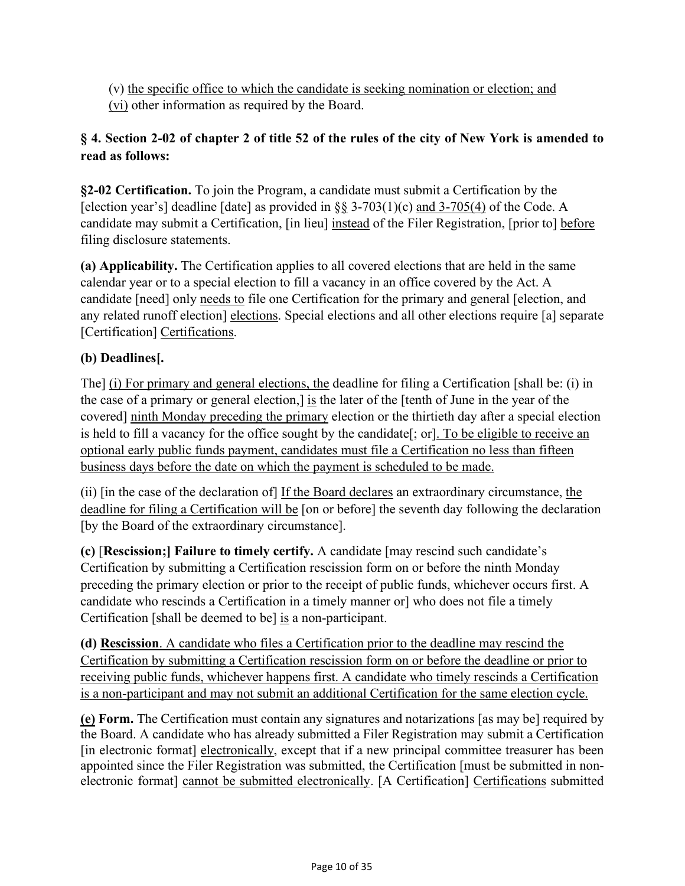(v) the specific office to which the candidate is seeking nomination or election; and
(vi) other information as required by the Board.

**§ 4. Section 2-02 of chapter 2 of title 52 of the rules of the city of New York is amended to read as follows:**

**§2-02 Certification.** To join the Program, a candidate must submit a Certification by the [election year's] deadline [date] as provided in §§ 3-703(1)(c) and 3-705(4) of the Code. A candidate may submit a Certification, [in lieu] instead of the Filer Registration, [prior to] before filing disclosure statements.

**(a) Applicability.** The Certification applies to all covered elections that are held in the same calendar year or to a special election to fill a vacancy in an office covered by the Act. A candidate [need] only needs to file one Certification for the primary and general [election, and any related runoff election] elections. Special elections and all other elections require [a] separate [Certification] Certifications.

**(b) Deadlines[.**

The] (i) For primary and general elections, the deadline for filing a Certification [shall be: (i) in the case of a primary or general election,] is the later of the [tenth of June in the year of the covered] ninth Monday preceding the primary election or the thirtieth day after a special election is held to fill a vacancy for the office sought by the candidate[; or]. To be eligible to receive an optional early public funds payment, candidates must file a Certification no less than fifteen business days before the date on which the payment is scheduled to be made.

(ii) [in the case of the declaration of] If the Board declares an extraordinary circumstance, the deadline for filing a Certification will be [on or before] the seventh day following the declaration [by the Board of the extraordinary circumstance].

**(c)** [**Rescission;] Failure to timely certify.** A candidate [may rescind such candidate's Certification by submitting a Certification rescission form on or before the ninth Monday preceding the primary election or prior to the receipt of public funds, whichever occurs first. A candidate who rescinds a Certification in a timely manner or] who does not file a timely Certification [shall be deemed to be] is a non-participant.

**(d) Rescission**. A candidate who files a Certification prior to the deadline may rescind the Certification by submitting a Certification rescission form on or before the deadline or prior to receiving public funds, whichever happens first. A candidate who timely rescinds a Certification is a non-participant and may not submit an additional Certification for the same election cycle.

**(e) Form.** The Certification must contain any signatures and notarizations [as may be] required by the Board. A candidate who has already submitted a Filer Registration may submit a Certification [in electronic format] electronically, except that if a new principal committee treasurer has been appointed since the Filer Registration was submitted, the Certification [must be submitted in non-electronic format] cannot be submitted electronically. [A Certification] Certifications submitted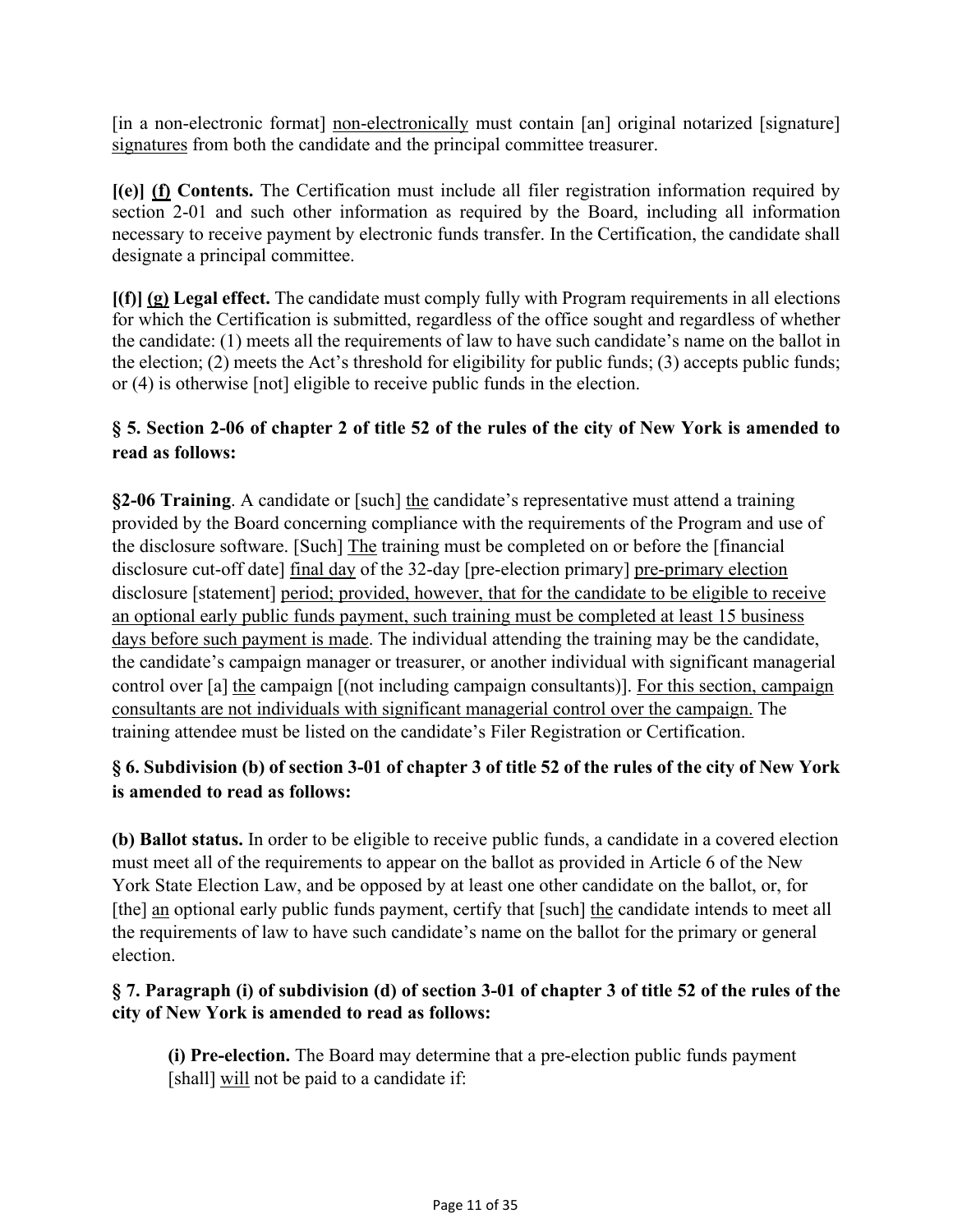[in a non-electronic format] <u>non-electronically</u> must contain [an] original notarized [signature] <u>signatures</u> from both the candidate and the principal committee treasurer.

**[(e)] <u>(f)</u> Contents.** The Certification must include all filer registration information required by section 2-01 and such other information as required by the Board, including all information necessary to receive payment by electronic funds transfer. In the Certification, the candidate shall designate a principal committee.

**[(f)] <u>(g)</u> Legal effect.** The candidate must comply fully with Program requirements in all elections for which the Certification is submitted, regardless of the office sought and regardless of whether the candidate: (1) meets all the requirements of law to have such candidate's name on the ballot in the election; (2) meets the Act's threshold for eligibility for public funds; (3) accepts public funds; or (4) is otherwise [not] eligible to receive public funds in the election.

**§ 5. Section 2-06 of chapter 2 of title 52 of the rules of the city of New York is amended to read as follows:**

**§2-06 Training**. A candidate or [such] <u>the</u> candidate's representative must attend a training provided by the Board concerning compliance with the requirements of the Program and use of the disclosure software. [Such] <u>The</u> training must be completed on or before the [financial disclosure cut-off date] <u>final day</u> of the 32-day [pre-election primary] <u>pre-primary election</u> disclosure [statement] <u>period; provided, however, that for the candidate to be eligible to receive an optional early public funds payment, such training must be completed at least 15 business days before such payment is made</u>. The individual attending the training may be the candidate, the candidate's campaign manager or treasurer, or another individual with significant managerial control over [a] <u>the</u> campaign [(not including campaign consultants)]. <u>For this section, campaign consultants are not individuals with significant managerial control over the campaign.</u> The training attendee must be listed on the candidate's Filer Registration or Certification.

**§ 6. Subdivision (b) of section 3-01 of chapter 3 of title 52 of the rules of the city of New York is amended to read as follows:**

**(b) Ballot status.** In order to be eligible to receive public funds, a candidate in a covered election must meet all of the requirements to appear on the ballot as provided in Article 6 of the New York State Election Law, and be opposed by at least one other candidate on the ballot, or, for [the] <u>an</u> optional early public funds payment, certify that [such] <u>the</u> candidate intends to meet all the requirements of law to have such candidate's name on the ballot for the primary or general election.

**§ 7. Paragraph (i) of subdivision (d) of section 3-01 of chapter 3 of title 52 of the rules of the city of New York is amended to read as follows:**

> **(i) Pre-election.** The Board may determine that a pre-election public funds payment [shall] <u>will</u> not be paid to a candidate if: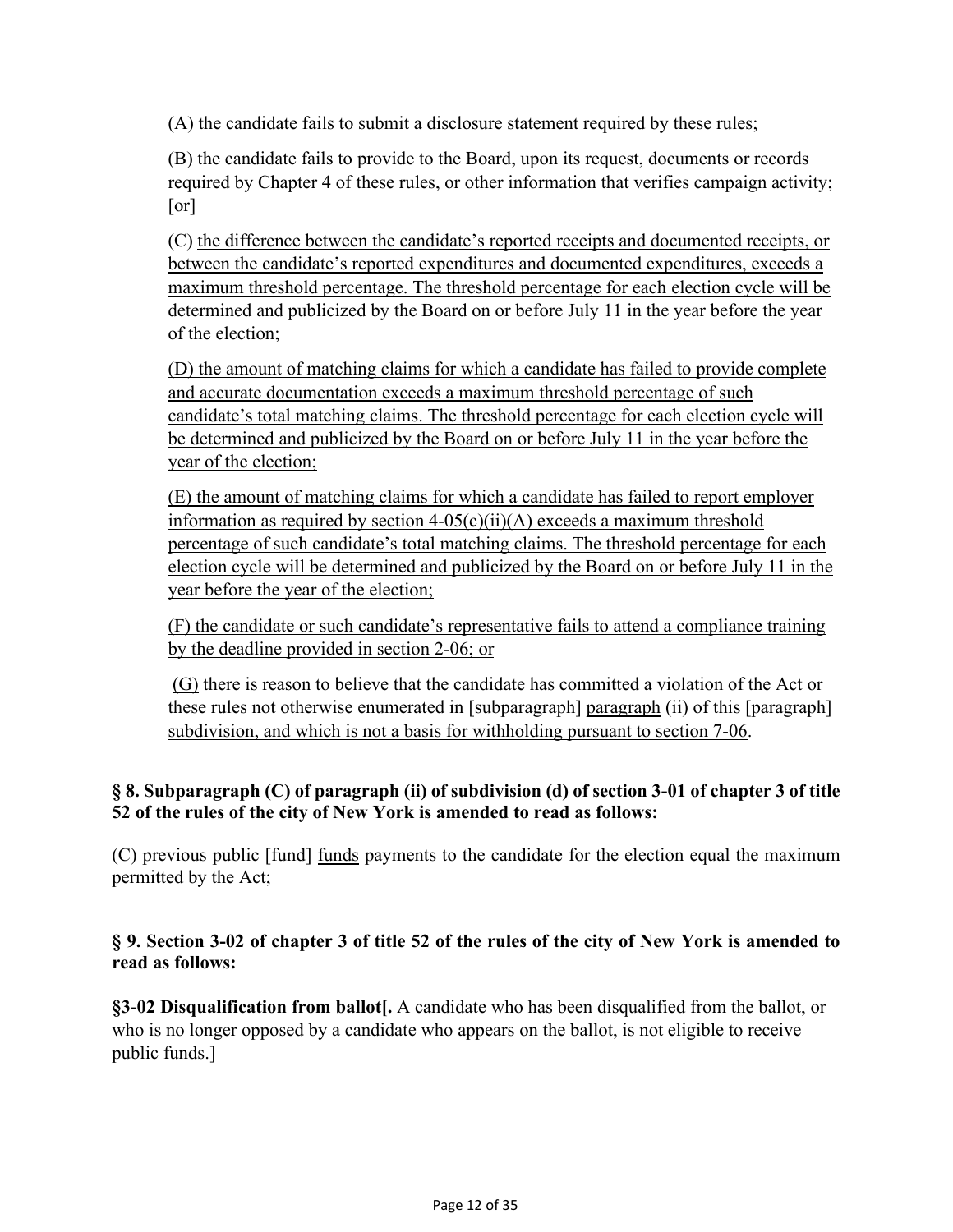(A) the candidate fails to submit a disclosure statement required by these rules;

(B) the candidate fails to provide to the Board, upon its request, documents or records required by Chapter 4 of these rules, or other information that verifies campaign activity; [or]

(C) <u>the difference between the candidate's reported receipts and documented receipts, or between the candidate's reported expenditures and documented expenditures, exceeds a maximum threshold percentage. The threshold percentage for each election cycle will be determined and publicized by the Board on or before July 11 in the year before the year of the election;</u>

<u>(D) the amount of matching claims for which a candidate has failed to provide complete and accurate documentation exceeds a maximum threshold percentage of such candidate's total matching claims. The threshold percentage for each election cycle will be determined and publicized by the Board on or before July 11 in the year before the year of the election;</u>

<u>(E) the amount of matching claims for which a candidate has failed to report employer information as required by section 4-05(c)(ii)(A) exceeds a maximum threshold percentage of such candidate's total matching claims. The threshold percentage for each election cycle will be determined and publicized by the Board on or before July 11 in the year before the year of the election;</u>

<u>(F) the candidate or such candidate's representative fails to attend a compliance training by the deadline provided in section 2-06; or</u>

<u>(G)</u> there is reason to believe that the candidate has committed a violation of the Act or these rules not otherwise enumerated in [subparagraph] <u>paragraph</u> (ii) of this [paragraph] <u>subdivision, and which is not a basis for withholding pursuant to section 7-06</u>.

**§ 8. Subparagraph (C) of paragraph (ii) of subdivision (d) of section 3-01 of chapter 3 of title 52 of the rules of the city of New York is amended to read as follows:**

(C) previous public [fund] <u>funds</u> payments to the candidate for the election equal the maximum permitted by the Act;

**§ 9. Section 3-02 of chapter 3 of title 52 of the rules of the city of New York is amended to read as follows:**

**§3-02 Disqualification from ballot[.** A candidate who has been disqualified from the ballot, or who is no longer opposed by a candidate who appears on the ballot, is not eligible to receive public funds.]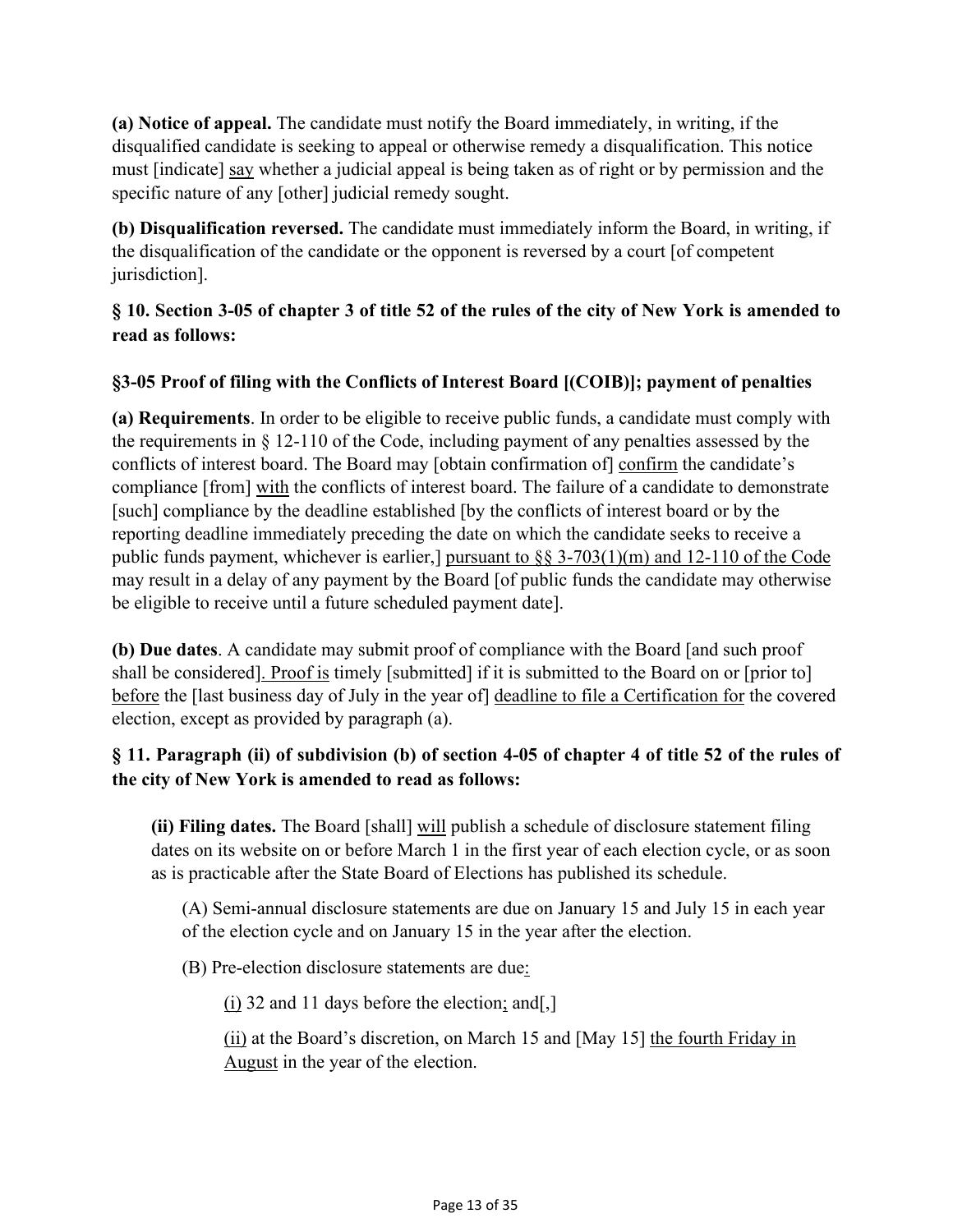**(a) Notice of appeal.** The candidate must notify the Board immediately, in writing, if the disqualified candidate is seeking to appeal or otherwise remedy a disqualification. This notice must [indicate] <u>say</u> whether a judicial appeal is being taken as of right or by permission and the specific nature of any [other] judicial remedy sought.

**(b) Disqualification reversed.** The candidate must immediately inform the Board, in writing, if the disqualification of the candidate or the opponent is reversed by a court [of competent jurisdiction].

**§ 10. Section 3-05 of chapter 3 of title 52 of the rules of the city of New York is amended to read as follows:**

**§3-05 Proof of filing with the Conflicts of Interest Board [(COIB)]; payment of penalties**

**(a) Requirements**. In order to be eligible to receive public funds, a candidate must comply with the requirements in § 12-110 of the Code, including payment of any penalties assessed by the conflicts of interest board. The Board may [obtain confirmation of] <u>confirm</u> the candidate's compliance [from] <u>with</u> the conflicts of interest board. The failure of a candidate to demonstrate [such] compliance by the deadline established [by the conflicts of interest board or by the reporting deadline immediately preceding the date on which the candidate seeks to receive a public funds payment, whichever is earlier,] <u>pursuant to §§ 3-703(1)(m) and 12-110 of the Code</u> may result in a delay of any payment by the Board [of public funds the candidate may otherwise be eligible to receive until a future scheduled payment date].

**(b) Due dates**. A candidate may submit proof of compliance with the Board [and such proof shall be considered]<u>. Proof is</u> timely [submitted] if it is submitted to the Board on or [prior to] <u>before</u> the [last business day of July in the year of] <u>deadline to file a Certification for</u> the covered election, except as provided by paragraph (a).

**§ 11. Paragraph (ii) of subdivision (b) of section 4-05 of chapter 4 of title 52 of the rules of the city of New York is amended to read as follows:**

> **(ii) Filing dates.** The Board [shall] <u>will</u> publish a schedule of disclosure statement filing dates on its website on or before March 1 in the first year of each election cycle, or as soon as is practicable after the State Board of Elections has published its schedule.
>
> (A) Semi-annual disclosure statements are due on January 15 and July 15 in each year of the election cycle and on January 15 in the year after the election.
>
> (B) Pre-election disclosure statements are due<u>:</u>
>
> <u>(i)</u> 32 and 11 days before the election<u>;</u> and[,]
>
> <u>(ii)</u> at the Board's discretion, on March 15 and [May 15] <u>the fourth Friday in August</u> in the year of the election.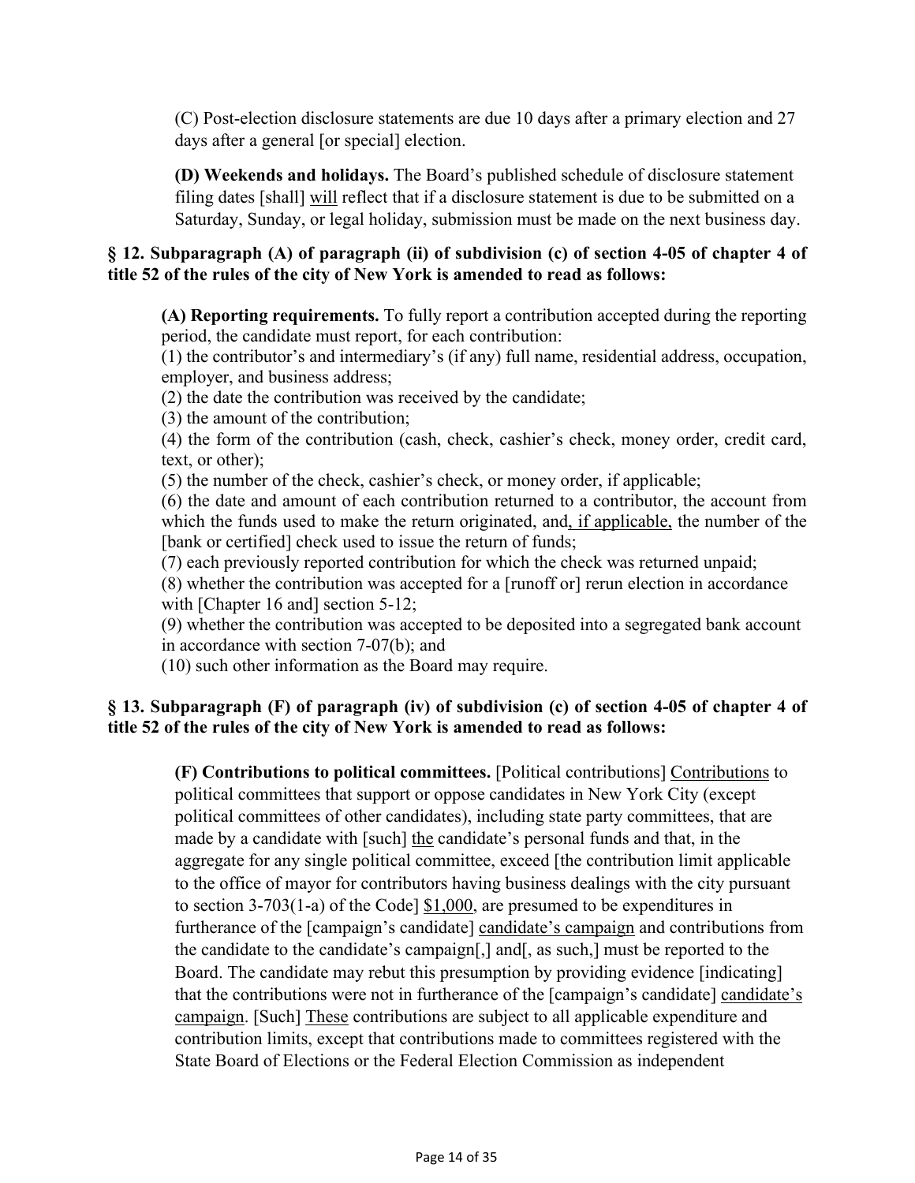(C) Post-election disclosure statements are due 10 days after a primary election and 27 days after a general [or special] election.

**(D) Weekends and holidays.** The Board's published schedule of disclosure statement filing dates [shall] will reflect that if a disclosure statement is due to be submitted on a Saturday, Sunday, or legal holiday, submission must be made on the next business day.

**§ 12. Subparagraph (A) of paragraph (ii) of subdivision (c) of section 4-05 of chapter 4 of title 52 of the rules of the city of New York is amended to read as follows:**

**(A) Reporting requirements.** To fully report a contribution accepted during the reporting period, the candidate must report, for each contribution:
(1) the contributor's and intermediary's (if any) full name, residential address, occupation, employer, and business address;
(2) the date the contribution was received by the candidate;
(3) the amount of the contribution;
(4) the form of the contribution (cash, check, cashier's check, money order, credit card, text, or other);
(5) the number of the check, cashier's check, or money order, if applicable;
(6) the date and amount of each contribution returned to a contributor, the account from which the funds used to make the return originated, and, if applicable, the number of the [bank or certified] check used to issue the return of funds;
(7) each previously reported contribution for which the check was returned unpaid;
(8) whether the contribution was accepted for a [runoff or] rerun election in accordance with [Chapter 16 and] section 5-12;
(9) whether the contribution was accepted to be deposited into a segregated bank account in accordance with section 7-07(b); and
(10) such other information as the Board may require.

**§ 13. Subparagraph (F) of paragraph (iv) of subdivision (c) of section 4-05 of chapter 4 of title 52 of the rules of the city of New York is amended to read as follows:**

**(F) Contributions to political committees.** [Political contributions] Contributions to political committees that support or oppose candidates in New York City (except political committees of other candidates), including state party committees, that are made by a candidate with [such] the candidate's personal funds and that, in the aggregate for any single political committee, exceed [the contribution limit applicable to the office of mayor for contributors having business dealings with the city pursuant to section 3-703(1-a) of the Code] $1,000, are presumed to be expenditures in furtherance of the [campaign's candidate] candidate's campaign and contributions from the candidate to the candidate's campaign[,] and[, as such,] must be reported to the Board. The candidate may rebut this presumption by providing evidence [indicating] that the contributions were not in furtherance of the [campaign's candidate] candidate's campaign. [Such] These contributions are subject to all applicable expenditure and contribution limits, except that contributions made to committees registered with the State Board of Elections or the Federal Election Commission as independent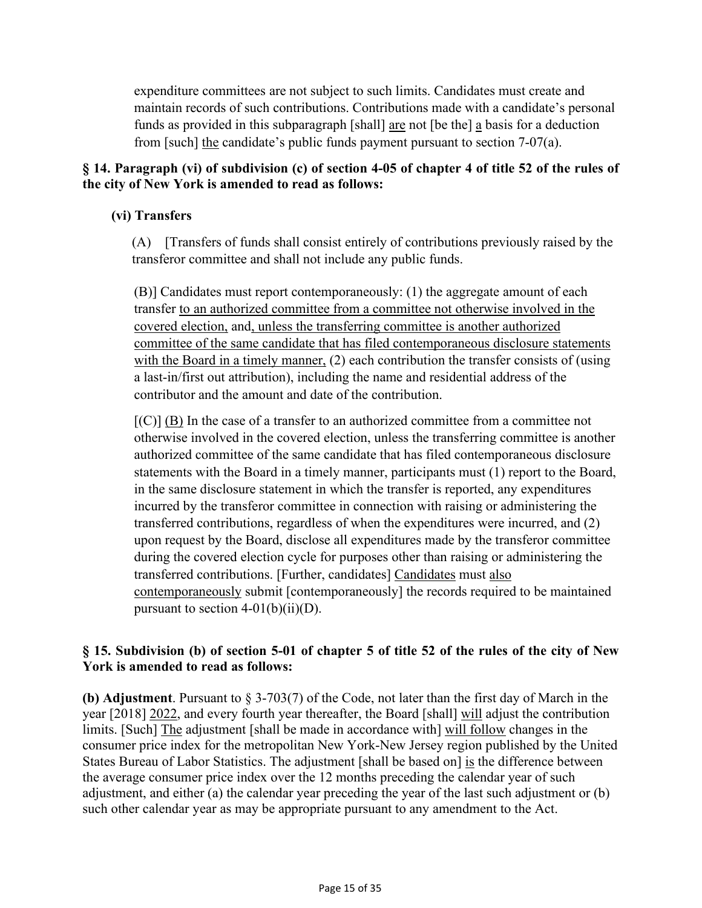expenditure committees are not subject to such limits. Candidates must create and maintain records of such contributions. Contributions made with a candidate's personal funds as provided in this subparagraph [shall] are not [be the] a basis for a deduction from [such] the candidate's public funds payment pursuant to section 7-07(a).

**§ 14. Paragraph (vi) of subdivision (c) of section 4-05 of chapter 4 of title 52 of the rules of the city of New York is amended to read as follows:**

**(vi) Transfers**

(A) [Transfers of funds shall consist entirely of contributions previously raised by the transferor committee and shall not include any public funds.

(B)] Candidates must report contemporaneously: (1) the aggregate amount of each transfer to an authorized committee from a committee not otherwise involved in the covered election, and, unless the transferring committee is another authorized committee of the same candidate that has filed contemporaneous disclosure statements with the Board in a timely manner, (2) each contribution the transfer consists of (using a last-in/first out attribution), including the name and residential address of the contributor and the amount and date of the contribution.

[(C)] (B) In the case of a transfer to an authorized committee from a committee not otherwise involved in the covered election, unless the transferring committee is another authorized committee of the same candidate that has filed contemporaneous disclosure statements with the Board in a timely manner, participants must (1) report to the Board, in the same disclosure statement in which the transfer is reported, any expenditures incurred by the transferor committee in connection with raising or administering the transferred contributions, regardless of when the expenditures were incurred, and (2) upon request by the Board, disclose all expenditures made by the transferor committee during the covered election cycle for purposes other than raising or administering the transferred contributions. [Further, candidates] Candidates must also contemporaneously submit [contemporaneously] the records required to be maintained pursuant to section 4-01(b)(ii)(D).

**§ 15. Subdivision (b) of section 5-01 of chapter 5 of title 52 of the rules of the city of New York is amended to read as follows:**

**(b) Adjustment**. Pursuant to § 3-703(7) of the Code, not later than the first day of March in the year [2018] 2022, and every fourth year thereafter, the Board [shall] will adjust the contribution limits. [Such] The adjustment [shall be made in accordance with] will follow changes in the consumer price index for the metropolitan New York-New Jersey region published by the United States Bureau of Labor Statistics. The adjustment [shall be based on] is the difference between the average consumer price index over the 12 months preceding the calendar year of such adjustment, and either (a) the calendar year preceding the year of the last such adjustment or (b) such other calendar year as may be appropriate pursuant to any amendment to the Act.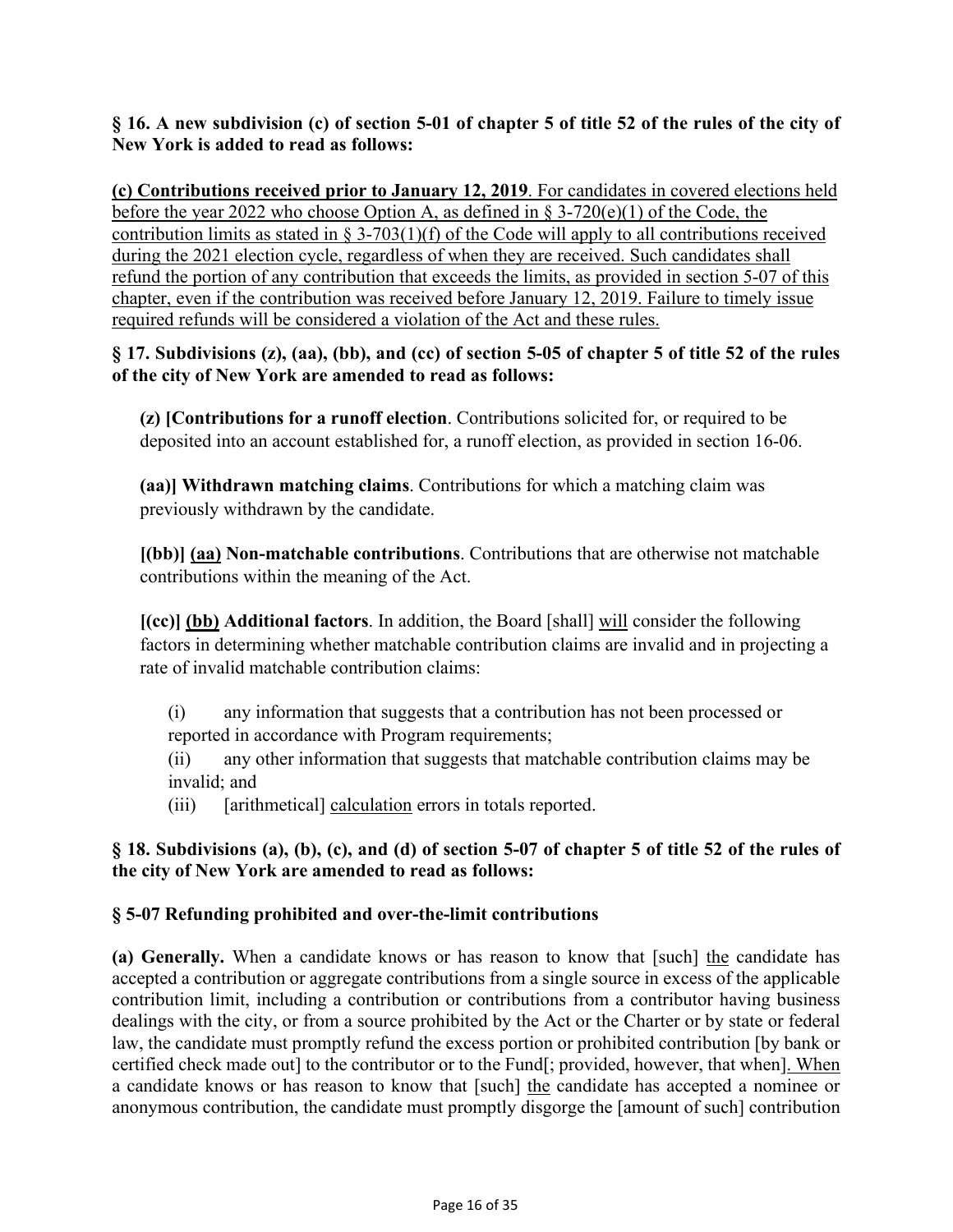**§ 16. A new subdivision (c) of section 5-01 of chapter 5 of title 52 of the rules of the city of New York is added to read as follows:**

<u>**(c) Contributions received prior to January 12, 2019**. For candidates in covered elections held before the year 2022 who choose Option A, as defined in § 3-720(e)(1) of the Code, the contribution limits as stated in § 3-703(1)(f) of the Code will apply to all contributions received during the 2021 election cycle, regardless of when they are received. Such candidates shall refund the portion of any contribution that exceeds the limits, as provided in section 5-07 of this chapter, even if the contribution was received before January 12, 2019. Failure to timely issue required refunds will be considered a violation of the Act and these rules.</u>

**§ 17. Subdivisions (z), (aa), (bb), and (cc) of section 5-05 of chapter 5 of title 52 of the rules of the city of New York are amended to read as follows:**

**(z) [Contributions for a runoff election**. Contributions solicited for, or required to be deposited into an account established for, a runoff election, as provided in section 16-06.

**(aa)] Withdrawn matching claims**. Contributions for which a matching claim was previously withdrawn by the candidate.

**[(bb)] <u>(aa)</u> Non-matchable contributions**. Contributions that are otherwise not matchable contributions within the meaning of the Act.

**[(cc)] <u>(bb)</u> Additional factors**. In addition, the Board [shall] <u>will</u> consider the following factors in determining whether matchable contribution claims are invalid and in projecting a rate of invalid matchable contribution claims:

(i) any information that suggests that a contribution has not been processed or reported in accordance with Program requirements;
(ii) any other information that suggests that matchable contribution claims may be invalid; and
(iii) [arithmetical] <u>calculation</u> errors in totals reported.

**§ 18. Subdivisions (a), (b), (c), and (d) of section 5-07 of chapter 5 of title 52 of the rules of the city of New York are amended to read as follows:**

**§ 5-07 Refunding prohibited and over-the-limit contributions**

**(a) Generally.** When a candidate knows or has reason to know that [such] <u>the</u> candidate has accepted a contribution or aggregate contributions from a single source in excess of the applicable contribution limit, including a contribution or contributions from a contributor having business dealings with the city, or from a source prohibited by the Act or the Charter or by state or federal law, the candidate must promptly refund the excess portion or prohibited contribution [by bank or certified check made out] to the contributor or to the Fund[; provided, however, that when]<u>. When</u> a candidate knows or has reason to know that [such] <u>the</u> candidate has accepted a nominee or anonymous contribution, the candidate must promptly disgorge the [amount of such] contribution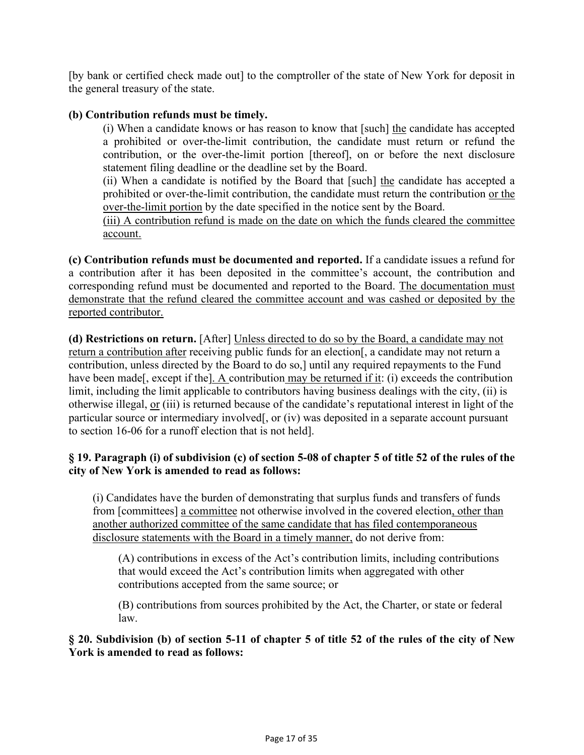[by bank or certified check made out] to the comptroller of the state of New York for deposit in the general treasury of the state.

**(b) Contribution refunds must be timely.**

(i) When a candidate knows or has reason to know that [such] <u>the</u> candidate has accepted a prohibited or over-the-limit contribution, the candidate must return or refund the contribution, or the over-the-limit portion [thereof], on or before the next disclosure statement filing deadline or the deadline set by the Board.

(ii) When a candidate is notified by the Board that [such] <u>the</u> candidate has accepted a prohibited or over-the-limit contribution, the candidate must return the contribution <u>or the over-the-limit portion</u> by the date specified in the notice sent by the Board.

<u>(iii) A contribution refund is made on the date on which the funds cleared the committee account.</u>

**(c) Contribution refunds must be documented and reported.** If a candidate issues a refund for a contribution after it has been deposited in the committee's account, the contribution and corresponding refund must be documented and reported to the Board. <u>The documentation must demonstrate that the refund cleared the committee account and was cashed or deposited by the reported contributor.</u>

**(d) Restrictions on return.** [After] <u>Unless directed to do so by the Board, a candidate may not return a contribution after</u> receiving public funds for an election[, a candidate may not return a contribution, unless directed by the Board to do so,] until any required repayments to the Fund have been made[, except if the]<u>. A</u> contribution <u>may be returned if it</u>: (i) exceeds the contribution limit, including the limit applicable to contributors having business dealings with the city, (ii) is otherwise illegal, <u>or</u> (iii) is returned because of the candidate's reputational interest in light of the particular source or intermediary involved[, or (iv) was deposited in a separate account pursuant to section 16-06 for a runoff election that is not held].

**§ 19. Paragraph (i) of subdivision (c) of section 5-08 of chapter 5 of title 52 of the rules of the city of New York is amended to read as follows:**

(i) Candidates have the burden of demonstrating that surplus funds and transfers of funds from [committees] <u>a committee</u> not otherwise involved in the covered election<u>, other than another authorized committee of the same candidate that has filed contemporaneous disclosure statements with the Board in a timely manner,</u> do not derive from:

(A) contributions in excess of the Act's contribution limits, including contributions that would exceed the Act's contribution limits when aggregated with other contributions accepted from the same source; or

(B) contributions from sources prohibited by the Act, the Charter, or state or federal law.

**§ 20. Subdivision (b) of section 5-11 of chapter 5 of title 52 of the rules of the city of New York is amended to read as follows:**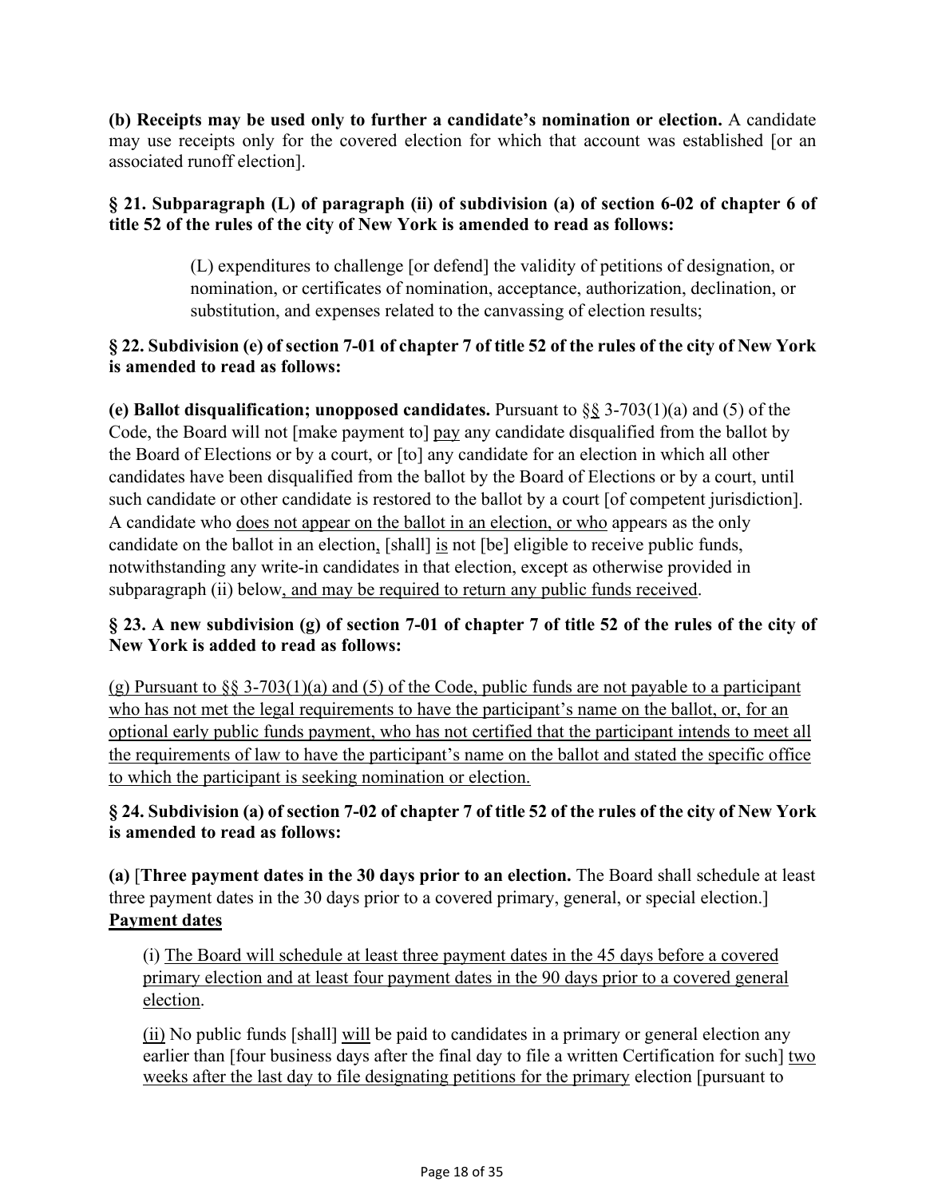**(b) Receipts may be used only to further a candidate's nomination or election.** A candidate may use receipts only for the covered election for which that account was established [or an associated runoff election].

**§ 21. Subparagraph (L) of paragraph (ii) of subdivision (a) of section 6-02 of chapter 6 of title 52 of the rules of the city of New York is amended to read as follows:**

> (L) expenditures to challenge [or defend] the validity of petitions of designation, or nomination, or certificates of nomination, acceptance, authorization, declination, or substitution, and expenses related to the canvassing of election results;

**§ 22. Subdivision (e) of section 7-01 of chapter 7 of title 52 of the rules of the city of New York is amended to read as follows:**

**(e) Ballot disqualification; unopposed candidates.** Pursuant to §§ 3-703(1)(a) and (5) of the Code, the Board will not [make payment to] pay any candidate disqualified from the ballot by the Board of Elections or by a court, or [to] any candidate for an election in which all other candidates have been disqualified from the ballot by the Board of Elections or by a court, until such candidate or other candidate is restored to the ballot by a court [of competent jurisdiction]. A candidate who does not appear on the ballot in an election, or who appears as the only candidate on the ballot in an election, [shall] is not [be] eligible to receive public funds, notwithstanding any write-in candidates in that election, except as otherwise provided in subparagraph (ii) below, and may be required to return any public funds received.

**§ 23. A new subdivision (g) of section 7-01 of chapter 7 of title 52 of the rules of the city of New York is added to read as follows:**

(g) Pursuant to §§ 3-703(1)(a) and (5) of the Code, public funds are not payable to a participant who has not met the legal requirements to have the participant's name on the ballot, or, for an optional early public funds payment, who has not certified that the participant intends to meet all the requirements of law to have the participant's name on the ballot and stated the specific office to which the participant is seeking nomination or election.

**§ 24. Subdivision (a) of section 7-02 of chapter 7 of title 52 of the rules of the city of New York is amended to read as follows:**

**(a)** [**Three payment dates in the 30 days prior to an election.** The Board shall schedule at least three payment dates in the 30 days prior to a covered primary, general, or special election.] **Payment dates**

(i) The Board will schedule at least three payment dates in the 45 days before a covered primary election and at least four payment dates in the 90 days prior to a covered general election.

(ii) No public funds [shall] will be paid to candidates in a primary or general election any earlier than [four business days after the final day to file a written Certification for such] two weeks after the last day to file designating petitions for the primary election [pursuant to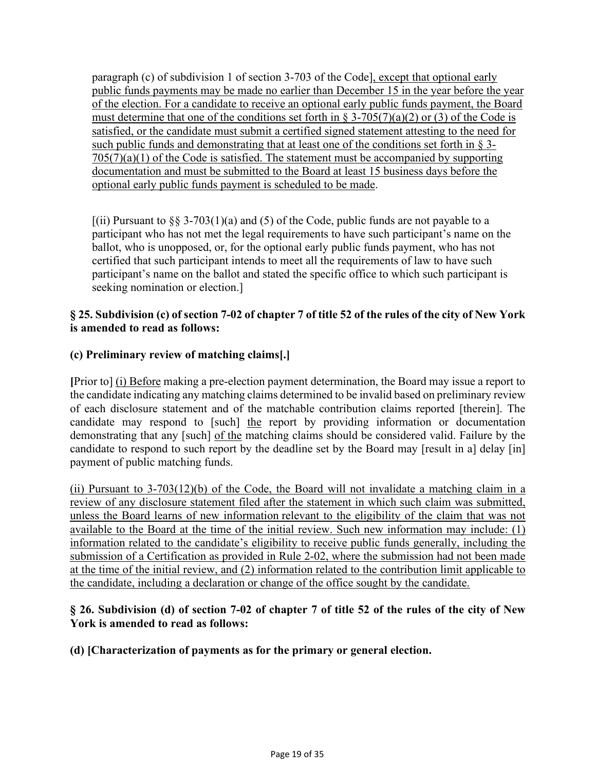paragraph (c) of subdivision 1 of section 3-703 of the Code], except that optional early public funds payments may be made no earlier than December 15 in the year before the year of the election. For a candidate to receive an optional early public funds payment, the Board must determine that one of the conditions set forth in § 3-705(7)(a)(2) or (3) of the Code is satisfied, or the candidate must submit a certified signed statement attesting to the need for such public funds and demonstrating that at least one of the conditions set forth in § 3-705(7)(a)(1) of the Code is satisfied. The statement must be accompanied by supporting documentation and must be submitted to the Board at least 15 business days before the optional early public funds payment is scheduled to be made.

[(ii) Pursuant to §§ 3-703(1)(a) and (5) of the Code, public funds are not payable to a participant who has not met the legal requirements to have such participant's name on the ballot, who is unopposed, or, for the optional early public funds payment, who has not certified that such participant intends to meet all the requirements of law to have such participant's name on the ballot and stated the specific office to which such participant is seeking nomination or election.]

**§ 25. Subdivision (c) of section 7-02 of chapter 7 of title 52 of the rules of the city of New York is amended to read as follows:**

**(c) Preliminary review of matching claims[.]**

**[**Prior to] (i) Before making a pre-election payment determination, the Board may issue a report to the candidate indicating any matching claims determined to be invalid based on preliminary review of each disclosure statement and of the matchable contribution claims reported [therein]. The candidate may respond to [such] the report by providing information or documentation demonstrating that any [such] of the matching claims should be considered valid. Failure by the candidate to respond to such report by the deadline set by the Board may [result in a] delay [in] payment of public matching funds.

(ii) Pursuant to 3-703(12)(b) of the Code, the Board will not invalidate a matching claim in a review of any disclosure statement filed after the statement in which such claim was submitted, unless the Board learns of new information relevant to the eligibility of the claim that was not available to the Board at the time of the initial review. Such new information may include: (1) information related to the candidate's eligibility to receive public funds generally, including the submission of a Certification as provided in Rule 2-02, where the submission had not been made at the time of the initial review, and (2) information related to the contribution limit applicable to the candidate, including a declaration or change of the office sought by the candidate.

**§ 26. Subdivision (d) of section 7-02 of chapter 7 of title 52 of the rules of the city of New York is amended to read as follows:**

**(d) [Characterization of payments as for the primary or general election.**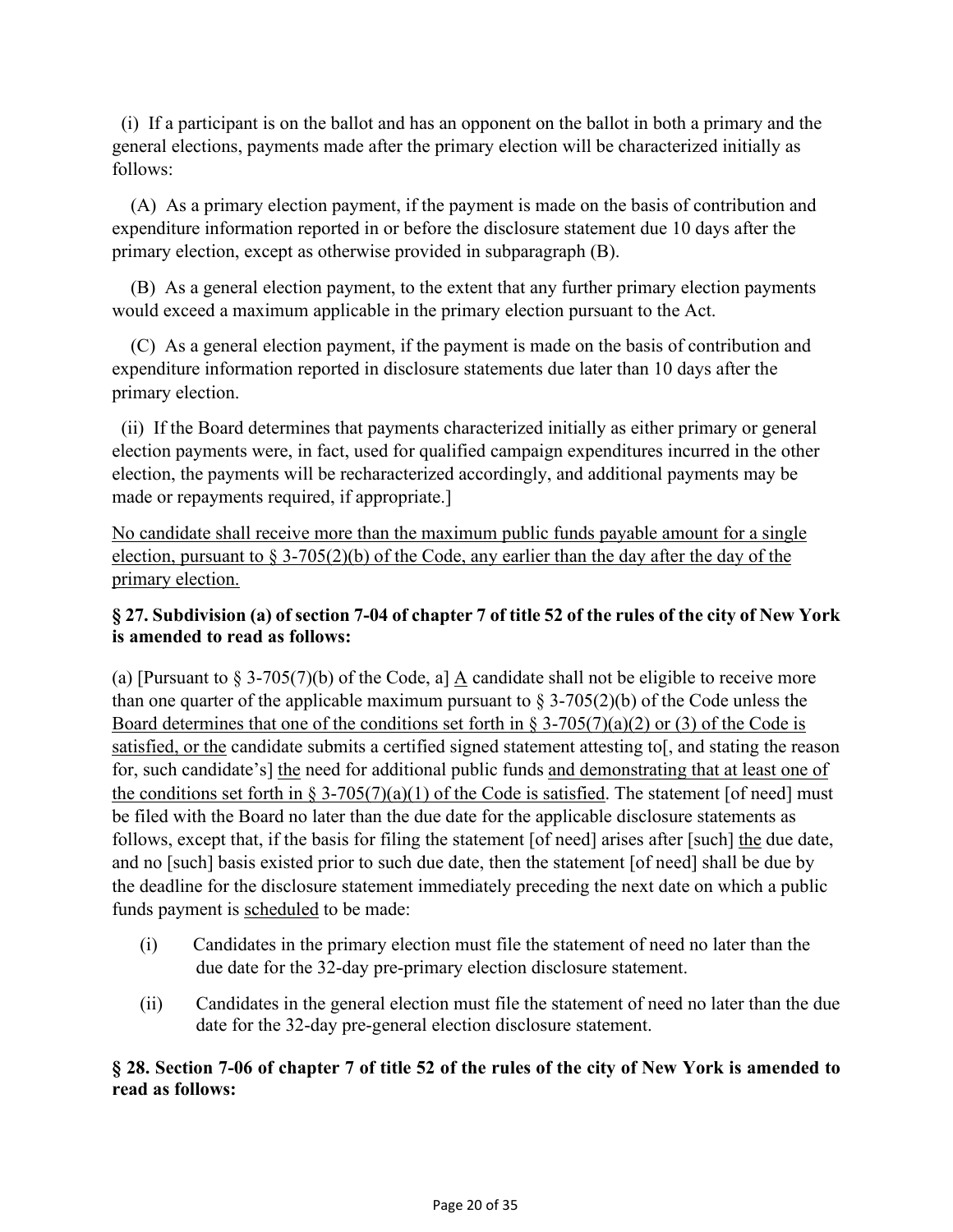(i) If a participant is on the ballot and has an opponent on the ballot in both a primary and the general elections, payments made after the primary election will be characterized initially as follows:

(A) As a primary election payment, if the payment is made on the basis of contribution and expenditure information reported in or before the disclosure statement due 10 days after the primary election, except as otherwise provided in subparagraph (B).

(B) As a general election payment, to the extent that any further primary election payments would exceed a maximum applicable in the primary election pursuant to the Act.

(C) As a general election payment, if the payment is made on the basis of contribution and expenditure information reported in disclosure statements due later than 10 days after the primary election.

(ii) If the Board determines that payments characterized initially as either primary or general election payments were, in fact, used for qualified campaign expenditures incurred in the other election, the payments will be recharacterized accordingly, and additional payments may be made or repayments required, if appropriate.]

No candidate shall receive more than the maximum public funds payable amount for a single election, pursuant to § 3-705(2)(b) of the Code, any earlier than the day after the day of the primary election.

**§ 27. Subdivision (a) of section 7-04 of chapter 7 of title 52 of the rules of the city of New York is amended to read as follows:**

(a) [Pursuant to § 3-705(7)(b) of the Code, a] A candidate shall not be eligible to receive more than one quarter of the applicable maximum pursuant to § 3-705(2)(b) of the Code unless the Board determines that one of the conditions set forth in § 3-705(7)(a)(2) or (3) of the Code is satisfied, or the candidate submits a certified signed statement attesting to[, and stating the reason for, such candidate's] the need for additional public funds and demonstrating that at least one of the conditions set forth in § 3-705(7)(a)(1) of the Code is satisfied. The statement [of need] must be filed with the Board no later than the due date for the applicable disclosure statements as follows, except that, if the basis for filing the statement [of need] arises after [such] the due date, and no [such] basis existed prior to such due date, then the statement [of need] shall be due by the deadline for the disclosure statement immediately preceding the next date on which a public funds payment is scheduled to be made:

(i) Candidates in the primary election must file the statement of need no later than the due date for the 32-day pre-primary election disclosure statement.

(ii) Candidates in the general election must file the statement of need no later than the due date for the 32-day pre-general election disclosure statement.

**§ 28. Section 7-06 of chapter 7 of title 52 of the rules of the city of New York is amended to read as follows:**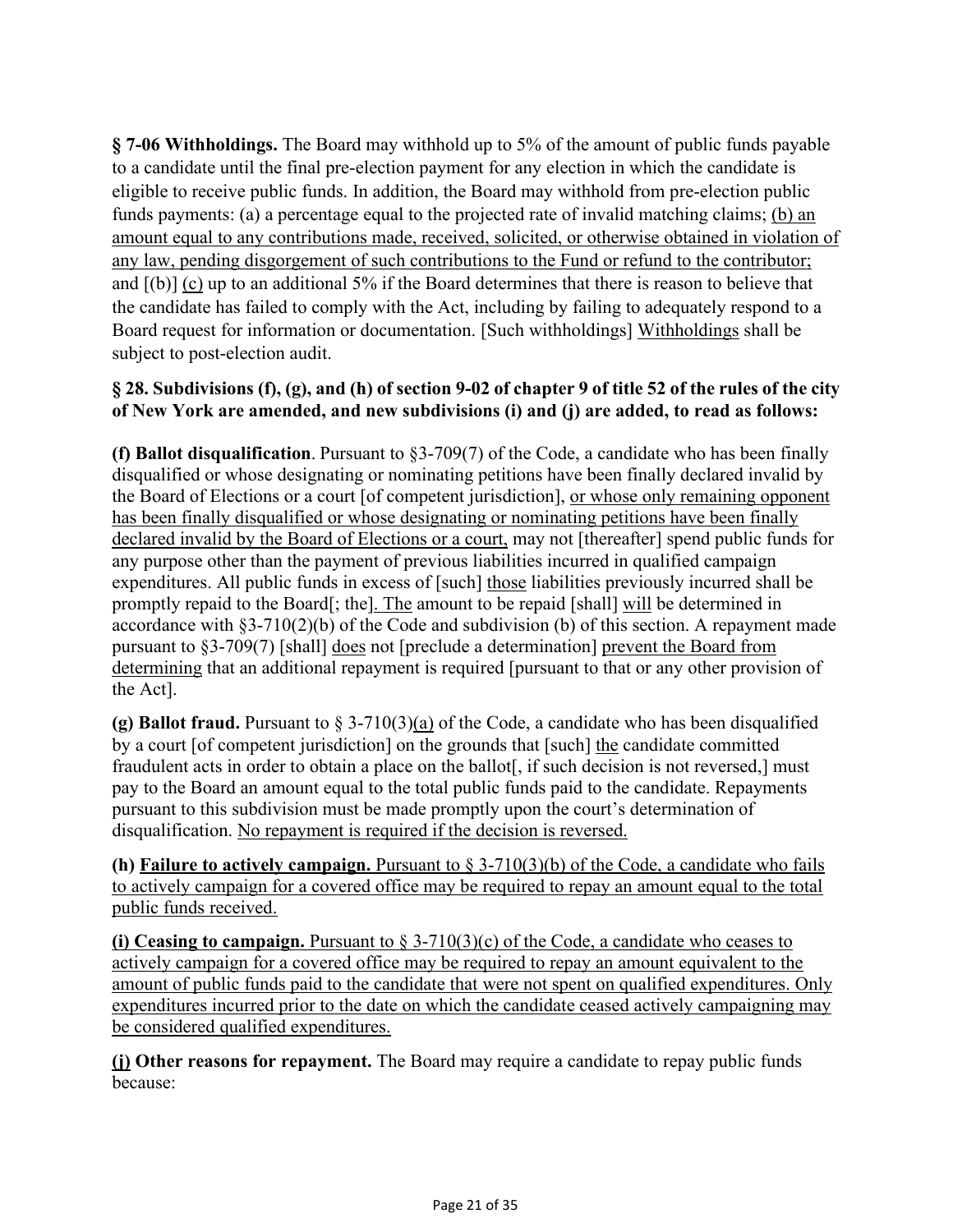**§ 7-06 Withholdings.** The Board may withhold up to 5% of the amount of public funds payable to a candidate until the final pre-election payment for any election in which the candidate is eligible to receive public funds. In addition, the Board may withhold from pre-election public funds payments: (a) a percentage equal to the projected rate of invalid matching claims; <u>(b) an amount equal to any contributions made, received, solicited, or otherwise obtained in violation of any law, pending disgorgement of such contributions to the Fund or refund to the contributor;</u> and [(b)] <u>(c)</u> up to an additional 5% if the Board determines that there is reason to believe that the candidate has failed to comply with the Act, including by failing to adequately respond to a Board request for information or documentation. [Such withholdings] <u>Withholdings</u> shall be subject to post-election audit.

**§ 28. Subdivisions (f), (g), and (h) of section 9-02 of chapter 9 of title 52 of the rules of the city of New York are amended, and new subdivisions (i) and (j) are added, to read as follows:**

**(f) Ballot disqualification**. Pursuant to §3-709(7) of the Code, a candidate who has been finally disqualified or whose designating or nominating petitions have been finally declared invalid by the Board of Elections or a court [of competent jurisdiction], <u>or whose only remaining opponent has been finally disqualified or whose designating or nominating petitions have been finally declared invalid by the Board of Elections or a court,</u> may not [thereafter] spend public funds for any purpose other than the payment of previous liabilities incurred in qualified campaign expenditures. All public funds in excess of [such] <u>those</u> liabilities previously incurred shall be promptly repaid to the Board[; the]<u>. The</u> amount to be repaid [shall] <u>will</u> be determined in accordance with §3-710(2)(b) of the Code and subdivision (b) of this section. A repayment made pursuant to §3-709(7) [shall] <u>does</u> not [preclude a determination] <u>prevent the Board from determining</u> that an additional repayment is required [pursuant to that or any other provision of the Act].

**(g) Ballot fraud.** Pursuant to § 3-710(3)<u>(a)</u> of the Code, a candidate who has been disqualified by a court [of competent jurisdiction] on the grounds that [such] <u>the</u> candidate committed fraudulent acts in order to obtain a place on the ballot[, if such decision is not reversed,] must pay to the Board an amount equal to the total public funds paid to the candidate. Repayments pursuant to this subdivision must be made promptly upon the court's determination of disqualification. <u>No repayment is required if the decision is reversed.</u>

**(h)** <u>**Failure to actively campaign.** Pursuant to § 3-710(3)(b) of the Code, a candidate who fails to actively campaign for a covered office may be required to repay an amount equal to the total public funds received.</u>

<u>**(i) Ceasing to campaign.** Pursuant to § 3-710(3)(c) of the Code, a candidate who ceases to actively campaign for a covered office may be required to repay an amount equivalent to the amount of public funds paid to the candidate that were not spent on qualified expenditures. Only expenditures incurred prior to the date on which the candidate ceased actively campaigning may be considered qualified expenditures.</u>

**<u>(j)</u> Other reasons for repayment.** The Board may require a candidate to repay public funds because: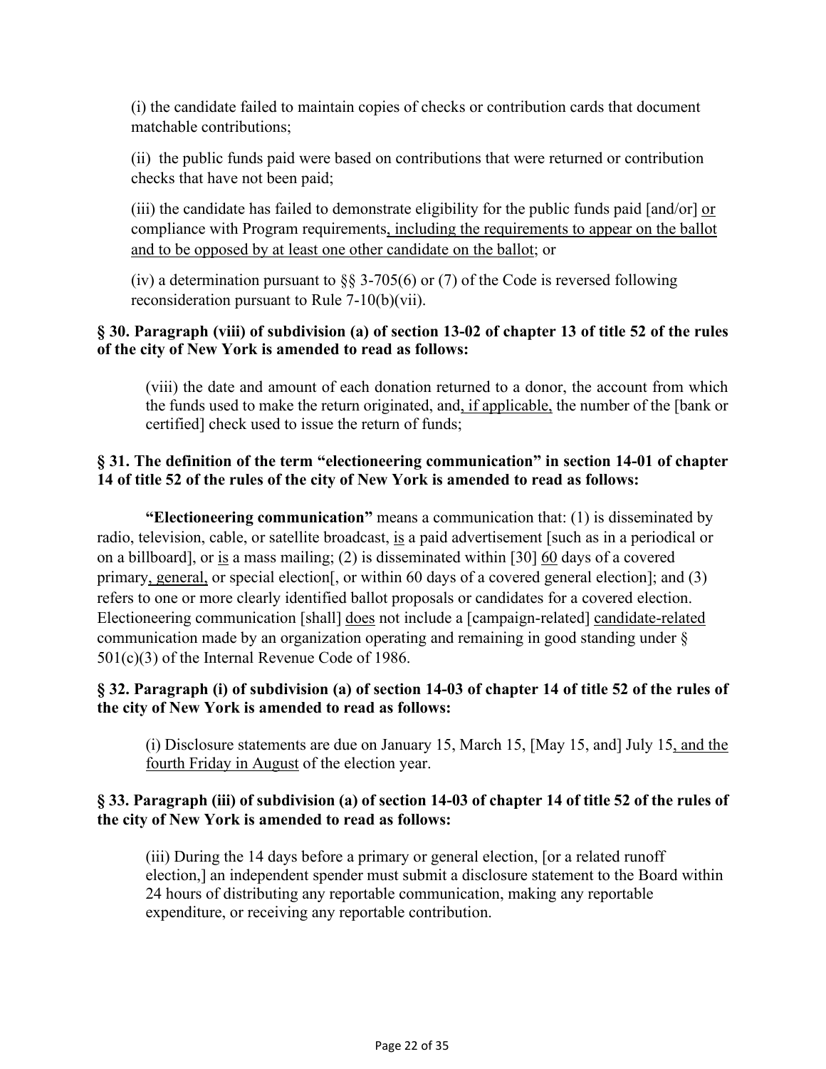(i) the candidate failed to maintain copies of checks or contribution cards that document matchable contributions;

(ii) the public funds paid were based on contributions that were returned or contribution checks that have not been paid;

(iii) the candidate has failed to demonstrate eligibility for the public funds paid [and/or] <u>or</u> compliance with Program requirements<u>, including the requirements to appear on the ballot and to be opposed by at least one other candidate on the ballot</u>; or

(iv) a determination pursuant to §§ 3-705(6) or (7) of the Code is reversed following reconsideration pursuant to Rule 7-10(b)(vii).

**§ 30. Paragraph (viii) of subdivision (a) of section 13-02 of chapter 13 of title 52 of the rules of the city of New York is amended to read as follows:**

(viii) the date and amount of each donation returned to a donor, the account from which the funds used to make the return originated, and<u>, if applicable,</u> the number of the [bank or certified] check used to issue the return of funds;

**§ 31. The definition of the term "electioneering communication" in section 14-01 of chapter 14 of title 52 of the rules of the city of New York is amended to read as follows:**

**"Electioneering communication"** means a communication that: (1) is disseminated by radio, television, cable, or satellite broadcast, <u>is</u> a paid advertisement [such as in a periodical or on a billboard], or <u>is</u> a mass mailing; (2) is disseminated within [30] <u>60</u> days of a covered primary<u>, general,</u> or special election[, or within 60 days of a covered general election]; and (3) refers to one or more clearly identified ballot proposals or candidates for a covered election. Electioneering communication [shall] <u>does</u> not include a [campaign-related] <u>candidate-related</u> communication made by an organization operating and remaining in good standing under § 501(c)(3) of the Internal Revenue Code of 1986.

**§ 32. Paragraph (i) of subdivision (a) of section 14-03 of chapter 14 of title 52 of the rules of the city of New York is amended to read as follows:**

(i) Disclosure statements are due on January 15, March 15, [May 15, and] July 15<u>, and the fourth Friday in August</u> of the election year.

**§ 33. Paragraph (iii) of subdivision (a) of section 14-03 of chapter 14 of title 52 of the rules of the city of New York is amended to read as follows:**

(iii) During the 14 days before a primary or general election, [or a related runoff election,] an independent spender must submit a disclosure statement to the Board within 24 hours of distributing any reportable communication, making any reportable expenditure, or receiving any reportable contribution.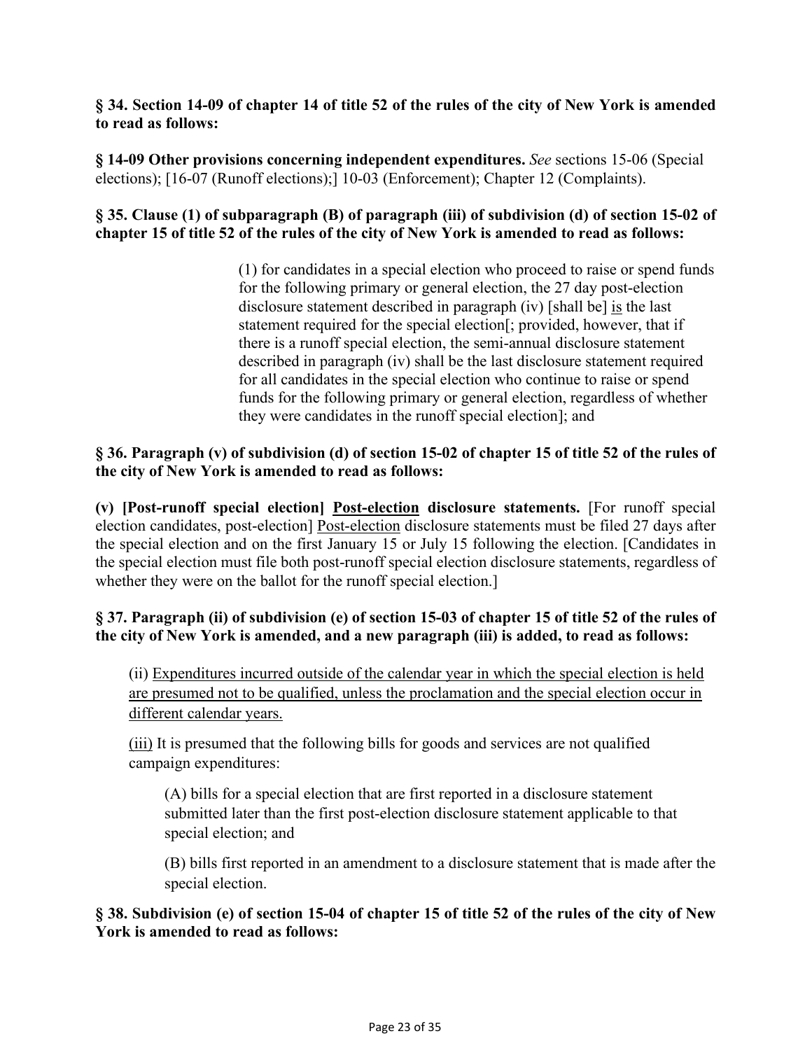**§ 34. Section 14-09 of chapter 14 of title 52 of the rules of the city of New York is amended to read as follows:**

**§ 14-09 Other provisions concerning independent expenditures.** *See* sections 15-06 (Special elections); [16-07 (Runoff elections);] 10-03 (Enforcement); Chapter 12 (Complaints).

**§ 35. Clause (1) of subparagraph (B) of paragraph (iii) of subdivision (d) of section 15-02 of chapter 15 of title 52 of the rules of the city of New York is amended to read as follows:**

> (1) for candidates in a special election who proceed to raise or spend funds for the following primary or general election, the 27 day post-election disclosure statement described in paragraph (iv) [shall be] <u>is</u> the last statement required for the special election[; provided, however, that if there is a runoff special election, the semi-annual disclosure statement described in paragraph (iv) shall be the last disclosure statement required for all candidates in the special election who continue to raise or spend funds for the following primary or general election, regardless of whether they were candidates in the runoff special election]; and

**§ 36. Paragraph (v) of subdivision (d) of section 15-02 of chapter 15 of title 52 of the rules of the city of New York is amended to read as follows:**

**(v) [Post-runoff special election] <u>Post-election</u> disclosure statements.** [For runoff special election candidates, post-election] <u>Post-election</u> disclosure statements must be filed 27 days after the special election and on the first January 15 or July 15 following the election. [Candidates in the special election must file both post-runoff special election disclosure statements, regardless of whether they were on the ballot for the runoff special election.]

**§ 37. Paragraph (ii) of subdivision (e) of section 15-03 of chapter 15 of title 52 of the rules of the city of New York is amended, and a new paragraph (iii) is added, to read as follows:**

(ii) <u>Expenditures incurred outside of the calendar year in which the special election is held are presumed not to be qualified, unless the proclamation and the special election occur in different calendar years.</u>

<u>(iii)</u> It is presumed that the following bills for goods and services are not qualified campaign expenditures:

(A) bills for a special election that are first reported in a disclosure statement submitted later than the first post-election disclosure statement applicable to that special election; and

(B) bills first reported in an amendment to a disclosure statement that is made after the special election.

**§ 38. Subdivision (e) of section 15-04 of chapter 15 of title 52 of the rules of the city of New York is amended to read as follows:**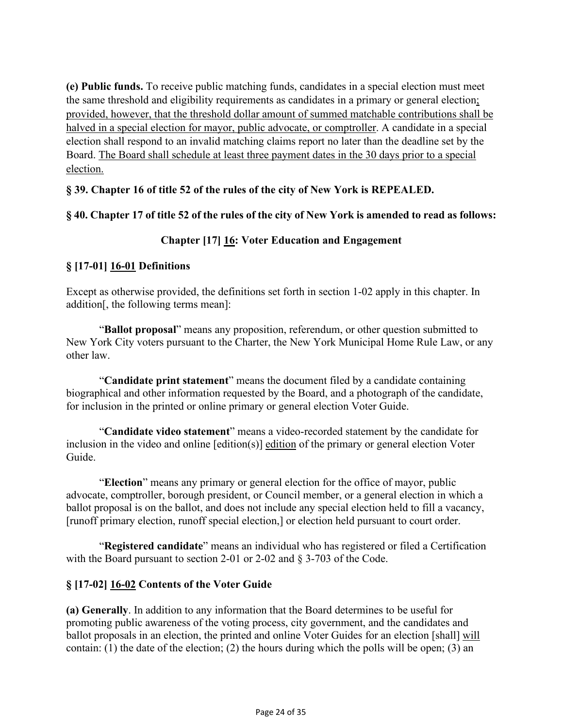**(e) Public funds.** To receive public matching funds, candidates in a special election must meet the same threshold and eligibility requirements as candidates in a primary or general election<u>; provided, however, that the threshold dollar amount of summed matchable contributions shall be halved in a special election for mayor, public advocate, or comptroller</u>. A candidate in a special election shall respond to an invalid matching claims report no later than the deadline set by the Board. <u>The Board shall schedule at least three payment dates in the 30 days prior to a special election.</u>

**§ 39. Chapter 16 of title 52 of the rules of the city of New York is REPEALED.**

**§ 40. Chapter 17 of title 52 of the rules of the city of New York is amended to read as follows:**

**Chapter [17] <u>16</u>: Voter Education and Engagement**

**§ [17-01] <u>16-01</u> Definitions**

Except as otherwise provided, the definitions set forth in section 1-02 apply in this chapter. In addition[, the following terms mean]:

"**Ballot proposal**" means any proposition, referendum, or other question submitted to New York City voters pursuant to the Charter, the New York Municipal Home Rule Law, or any other law.

"**Candidate print statement**" means the document filed by a candidate containing biographical and other information requested by the Board, and a photograph of the candidate, for inclusion in the printed or online primary or general election Voter Guide.

"**Candidate video statement**" means a video-recorded statement by the candidate for inclusion in the video and online [edition(s)] <u>edition</u> of the primary or general election Voter Guide.

"**Election**" means any primary or general election for the office of mayor, public advocate, comptroller, borough president, or Council member, or a general election in which a ballot proposal is on the ballot, and does not include any special election held to fill a vacancy, [runoff primary election, runoff special election,] or election held pursuant to court order.

"**Registered candidate**" means an individual who has registered or filed a Certification with the Board pursuant to section 2-01 or 2-02 and § 3-703 of the Code.

**§ [17-02] <u>16-02</u> Contents of the Voter Guide**

**(a) Generally**. In addition to any information that the Board determines to be useful for promoting public awareness of the voting process, city government, and the candidates and ballot proposals in an election, the printed and online Voter Guides for an election [shall] <u>will</u> contain: (1) the date of the election; (2) the hours during which the polls will be open; (3) an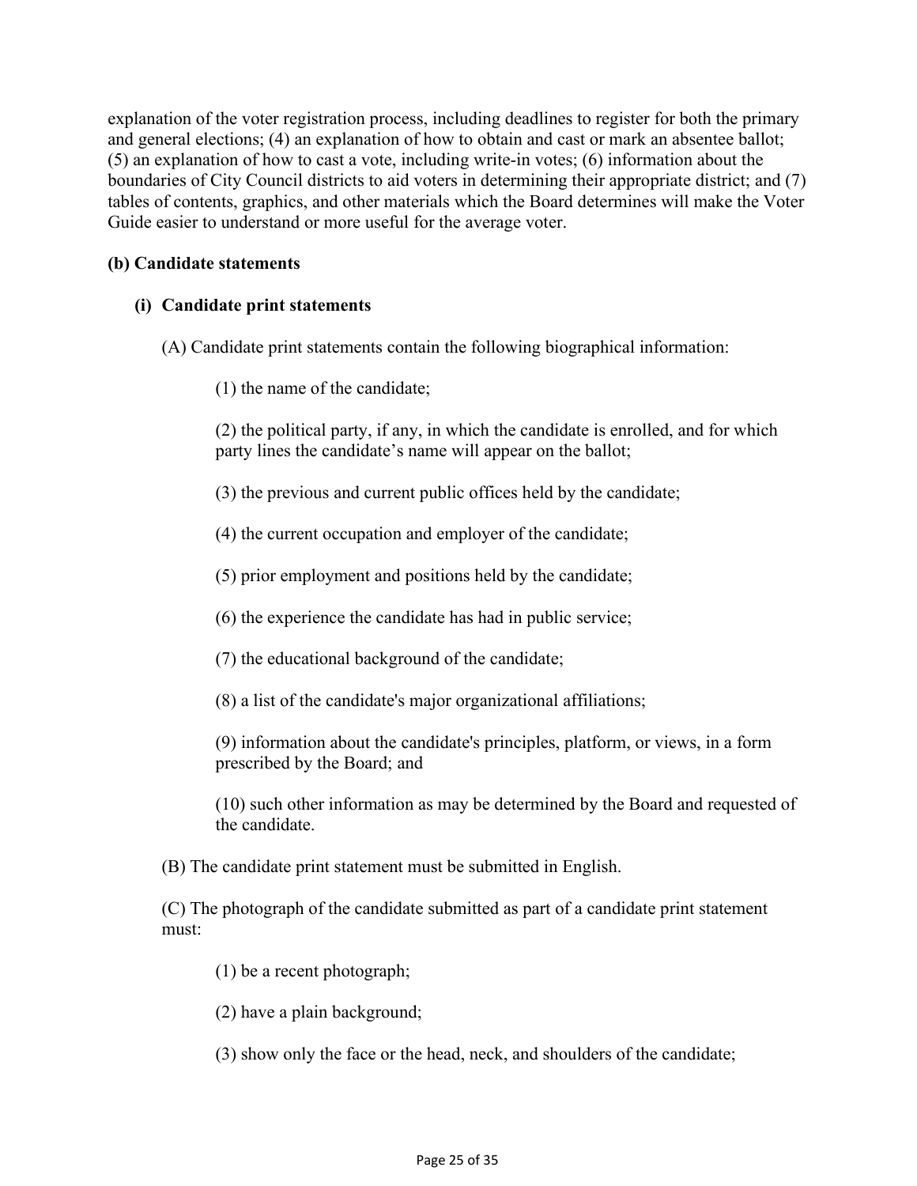explanation of the voter registration process, including deadlines to register for both the primary and general elections; (4) an explanation of how to obtain and cast or mark an absentee ballot; (5) an explanation of how to cast a vote, including write-in votes; (6) information about the boundaries of City Council districts to aid voters in determining their appropriate district; and (7) tables of contents, graphics, and other materials which the Board determines will make the Voter Guide easier to understand or more useful for the average voter.

**(b) Candidate statements**

**(i) Candidate print statements**

(A) Candidate print statements contain the following biographical information:

(1) the name of the candidate;

(2) the political party, if any, in which the candidate is enrolled, and for which party lines the candidate's name will appear on the ballot;

(3) the previous and current public offices held by the candidate;

(4) the current occupation and employer of the candidate;

(5) prior employment and positions held by the candidate;

(6) the experience the candidate has had in public service;

(7) the educational background of the candidate;

(8) a list of the candidate's major organizational affiliations;

(9) information about the candidate's principles, platform, or views, in a form prescribed by the Board; and

(10) such other information as may be determined by the Board and requested of the candidate.

(B) The candidate print statement must be submitted in English.

(C) The photograph of the candidate submitted as part of a candidate print statement must:

(1) be a recent photograph;

(2) have a plain background;

(3) show only the face or the head, neck, and shoulders of the candidate;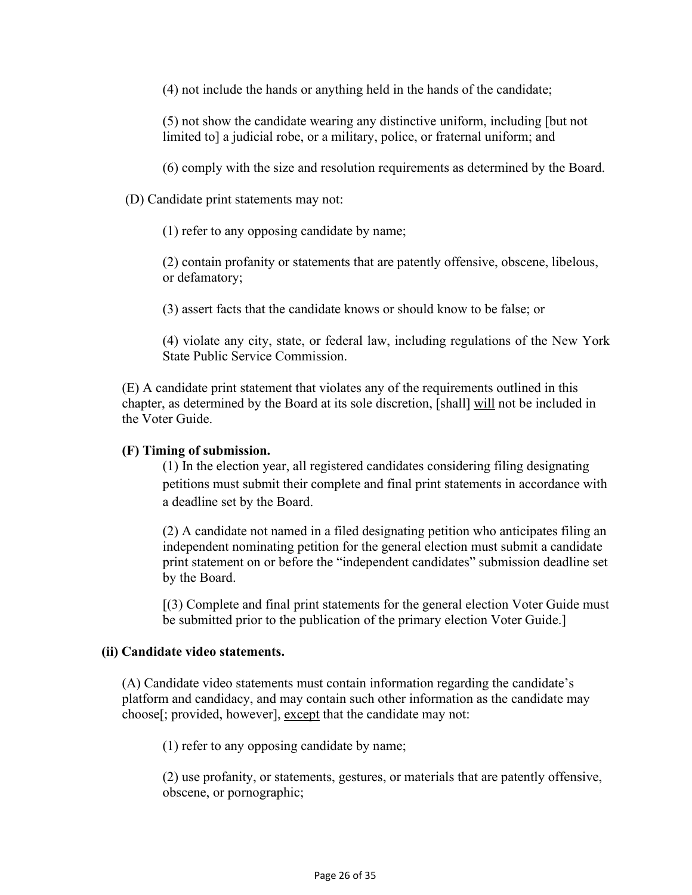(4) not include the hands or anything held in the hands of the candidate;

(5) not show the candidate wearing any distinctive uniform, including [but not limited to] a judicial robe, or a military, police, or fraternal uniform; and

(6) comply with the size and resolution requirements as determined by the Board.

(D) Candidate print statements may not:

(1) refer to any opposing candidate by name;

(2) contain profanity or statements that are patently offensive, obscene, libelous, or defamatory;

(3) assert facts that the candidate knows or should know to be false; or

(4) violate any city, state, or federal law, including regulations of the New York State Public Service Commission.

(E) A candidate print statement that violates any of the requirements outlined in this chapter, as determined by the Board at its sole discretion, [shall] <u>will</u> not be included in the Voter Guide.

**(F) Timing of submission.**

(1) In the election year, all registered candidates considering filing designating petitions must submit their complete and final print statements in accordance with a deadline set by the Board.

(2) A candidate not named in a filed designating petition who anticipates filing an independent nominating petition for the general election must submit a candidate print statement on or before the "independent candidates" submission deadline set by the Board.

[(3) Complete and final print statements for the general election Voter Guide must be submitted prior to the publication of the primary election Voter Guide.]

**(ii) Candidate video statements.**

(A) Candidate video statements must contain information regarding the candidate's platform and candidacy, and may contain such other information as the candidate may choose[; provided, however], <u>except</u> that the candidate may not:

(1) refer to any opposing candidate by name;

(2) use profanity, or statements, gestures, or materials that are patently offensive, obscene, or pornographic;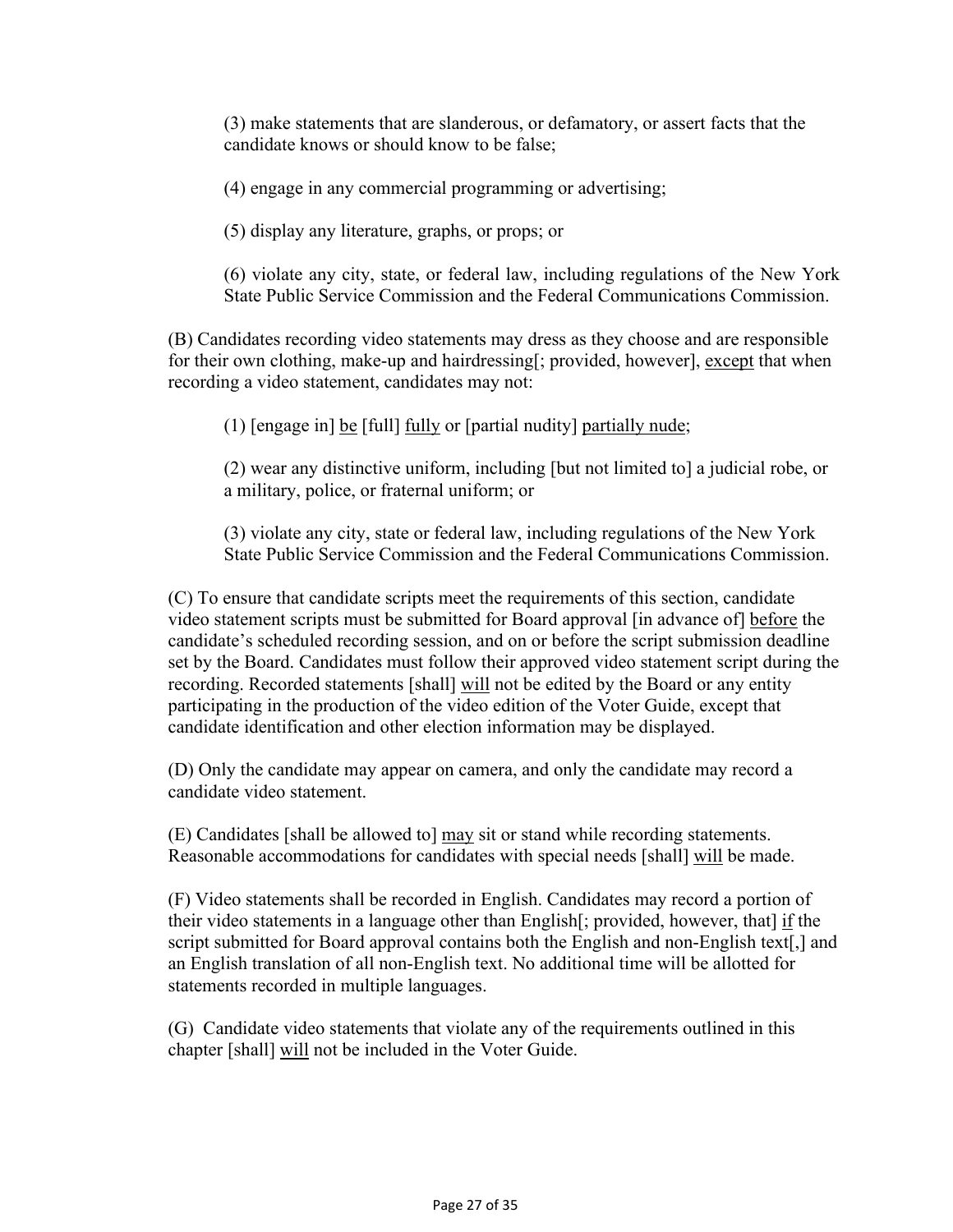(3) make statements that are slanderous, or defamatory, or assert facts that the candidate knows or should know to be false;

(4) engage in any commercial programming or advertising;

(5) display any literature, graphs, or props; or

(6) violate any city, state, or federal law, including regulations of the New York State Public Service Commission and the Federal Communications Commission.

(B) Candidates recording video statements may dress as they choose and are responsible for their own clothing, make-up and hairdressing[; provided, however], <u>except</u> that when recording a video statement, candidates may not:

(1) [engage in] <u>be</u> [full] <u>fully</u> or [partial nudity] <u>partially nude</u>;

(2) wear any distinctive uniform, including [but not limited to] a judicial robe, or a military, police, or fraternal uniform; or

(3) violate any city, state or federal law, including regulations of the New York State Public Service Commission and the Federal Communications Commission.

(C) To ensure that candidate scripts meet the requirements of this section, candidate video statement scripts must be submitted for Board approval [in advance of] <u>before</u> the candidate's scheduled recording session, and on or before the script submission deadline set by the Board. Candidates must follow their approved video statement script during the recording. Recorded statements [shall] <u>will</u> not be edited by the Board or any entity participating in the production of the video edition of the Voter Guide, except that candidate identification and other election information may be displayed.

(D) Only the candidate may appear on camera, and only the candidate may record a candidate video statement.

(E) Candidates [shall be allowed to] <u>may</u> sit or stand while recording statements. Reasonable accommodations for candidates with special needs [shall] <u>will</u> be made.

(F) Video statements shall be recorded in English. Candidates may record a portion of their video statements in a language other than English[; provided, however, that] <u>if</u> the script submitted for Board approval contains both the English and non-English text[,] and an English translation of all non-English text. No additional time will be allotted for statements recorded in multiple languages.

(G) Candidate video statements that violate any of the requirements outlined in this chapter [shall] <u>will</u> not be included in the Voter Guide.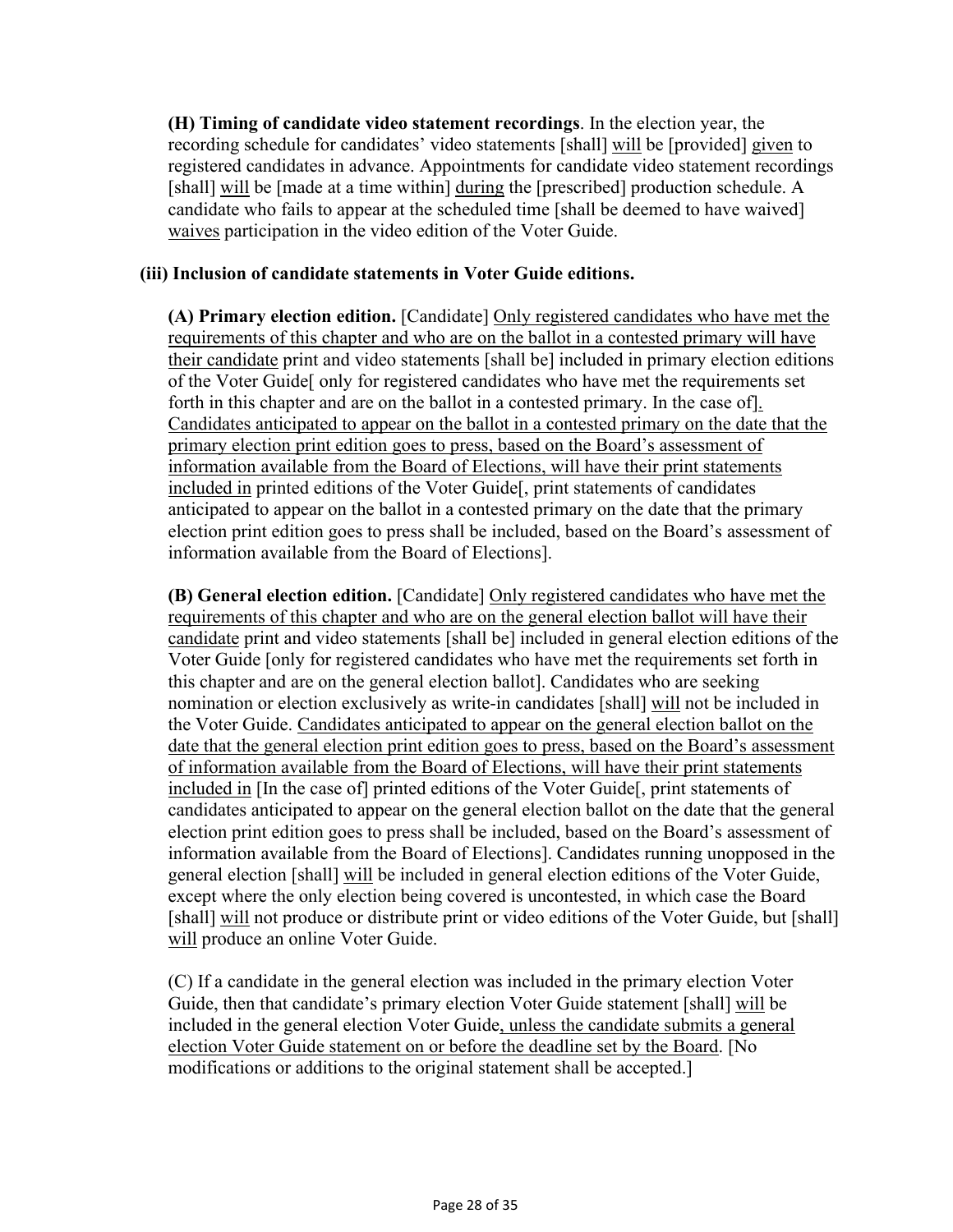**(H) Timing of candidate video statement recordings**. In the election year, the recording schedule for candidates' video statements [shall] <u>will</u> be [provided] <u>given</u> to registered candidates in advance. Appointments for candidate video statement recordings [shall] <u>will</u> be [made at a time within] <u>during</u> the [prescribed] production schedule. A candidate who fails to appear at the scheduled time [shall be deemed to have waived] <u>waives</u> participation in the video edition of the Voter Guide.

**(iii) Inclusion of candidate statements in Voter Guide editions.**

**(A) Primary election edition.** [Candidate] <u>Only registered candidates who have met the requirements of this chapter and who are on the ballot in a contested primary will have their candidate</u> print and video statements [shall be] included in primary election editions of the Voter Guide[ only for registered candidates who have met the requirements set forth in this chapter and are on the ballot in a contested primary. In the case of]<u>.</u> <u>Candidates anticipated to appear on the ballot in a contested primary on the date that the primary election print edition goes to press, based on the Board's assessment of information available from the Board of Elections, will have their print statements included in</u> printed editions of the Voter Guide[, print statements of candidates anticipated to appear on the ballot in a contested primary on the date that the primary election print edition goes to press shall be included, based on the Board's assessment of information available from the Board of Elections].

**(B) General election edition.** [Candidate] <u>Only registered candidates who have met the requirements of this chapter and who are on the general election ballot will have their candidate</u> print and video statements [shall be] included in general election editions of the Voter Guide [only for registered candidates who have met the requirements set forth in this chapter and are on the general election ballot]. Candidates who are seeking nomination or election exclusively as write-in candidates [shall] <u>will</u> not be included in the Voter Guide. <u>Candidates anticipated to appear on the general election ballot on the date that the general election print edition goes to press, based on the Board's assessment of information available from the Board of Elections, will have their print statements included in</u> [In the case of] printed editions of the Voter Guide[, print statements of candidates anticipated to appear on the general election ballot on the date that the general election print edition goes to press shall be included, based on the Board's assessment of information available from the Board of Elections]. Candidates running unopposed in the general election [shall] <u>will</u> be included in general election editions of the Voter Guide, except where the only election being covered is uncontested, in which case the Board [shall] <u>will</u> not produce or distribute print or video editions of the Voter Guide, but [shall] <u>will</u> produce an online Voter Guide.

(C) If a candidate in the general election was included in the primary election Voter Guide, then that candidate's primary election Voter Guide statement [shall] <u>will</u> be included in the general election Voter Guide<u>, unless the candidate submits a general election Voter Guide statement on or before the deadline set by the Board</u>. [No modifications or additions to the original statement shall be accepted.]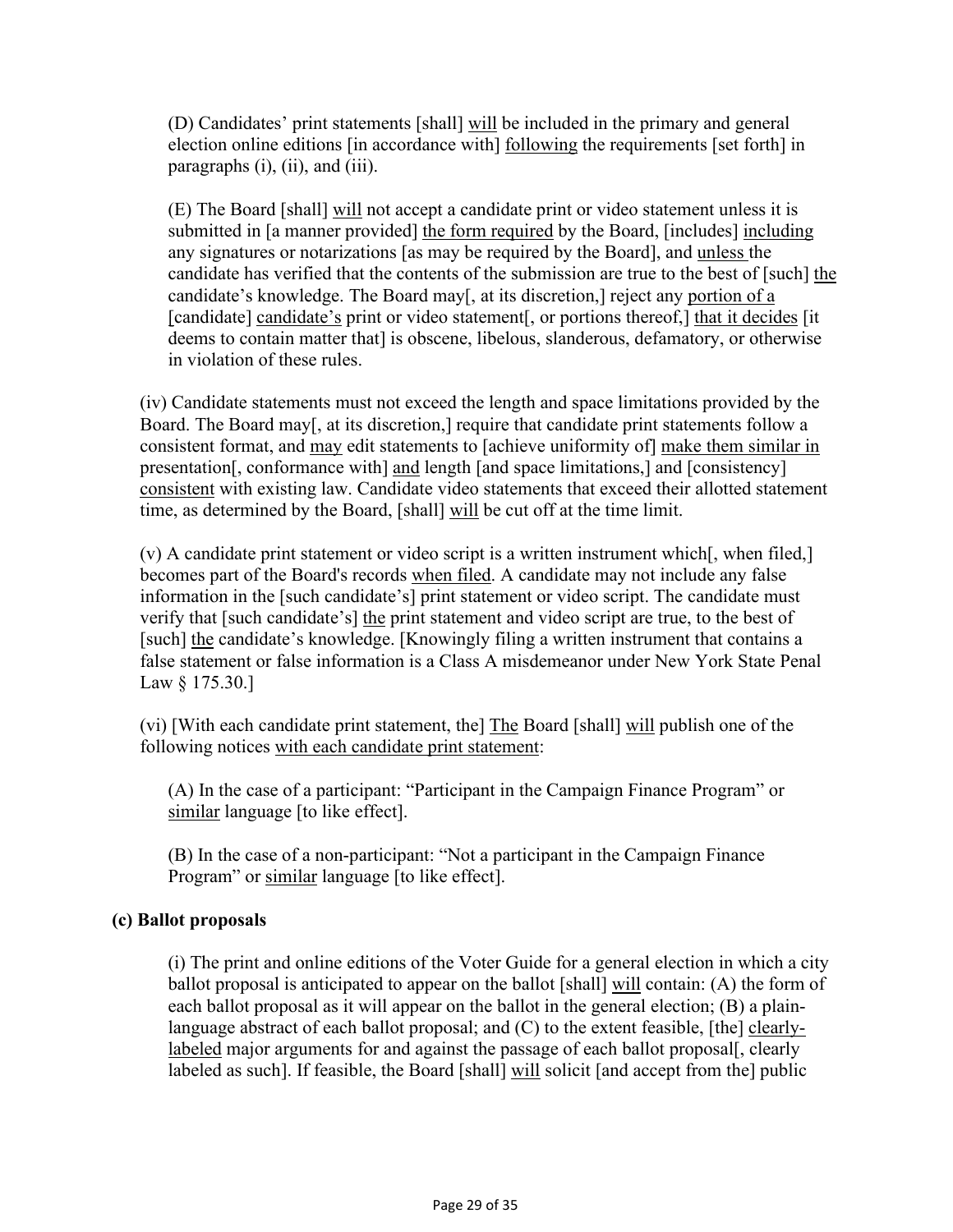(D) Candidates' print statements [shall] will be included in the primary and general election online editions [in accordance with] following the requirements [set forth] in paragraphs (i), (ii), and (iii).

(E) The Board [shall] will not accept a candidate print or video statement unless it is submitted in [a manner provided] the form required by the Board, [includes] including any signatures or notarizations [as may be required by the Board], and unless the candidate has verified that the contents of the submission are true to the best of [such] the candidate's knowledge. The Board may[, at its discretion,] reject any portion of a [candidate] candidate's print or video statement[, or portions thereof,] that it decides [it deems to contain matter that] is obscene, libelous, slanderous, defamatory, or otherwise in violation of these rules.

(iv) Candidate statements must not exceed the length and space limitations provided by the Board. The Board may[, at its discretion,] require that candidate print statements follow a consistent format, and may edit statements to [achieve uniformity of] make them similar in presentation[, conformance with] and length [and space limitations,] and [consistency] consistent with existing law. Candidate video statements that exceed their allotted statement time, as determined by the Board, [shall] will be cut off at the time limit.

(v) A candidate print statement or video script is a written instrument which[, when filed,] becomes part of the Board's records when filed. A candidate may not include any false information in the [such candidate's] print statement or video script. The candidate must verify that [such candidate's] the print statement and video script are true, to the best of [such] the candidate's knowledge. [Knowingly filing a written instrument that contains a false statement or false information is a Class A misdemeanor under New York State Penal Law § 175.30.]

(vi) [With each candidate print statement, the] The Board [shall] will publish one of the following notices with each candidate print statement:

(A) In the case of a participant: "Participant in the Campaign Finance Program" or similar language [to like effect].

(B) In the case of a non-participant: "Not a participant in the Campaign Finance Program" or similar language [to like effect].

**(c) Ballot proposals**

(i) The print and online editions of the Voter Guide for a general election in which a city ballot proposal is anticipated to appear on the ballot [shall] will contain: (A) the form of each ballot proposal as it will appear on the ballot in the general election; (B) a plain-language abstract of each ballot proposal; and (C) to the extent feasible, [the] clearly-labeled major arguments for and against the passage of each ballot proposal[, clearly labeled as such]. If feasible, the Board [shall] will solicit [and accept from the] public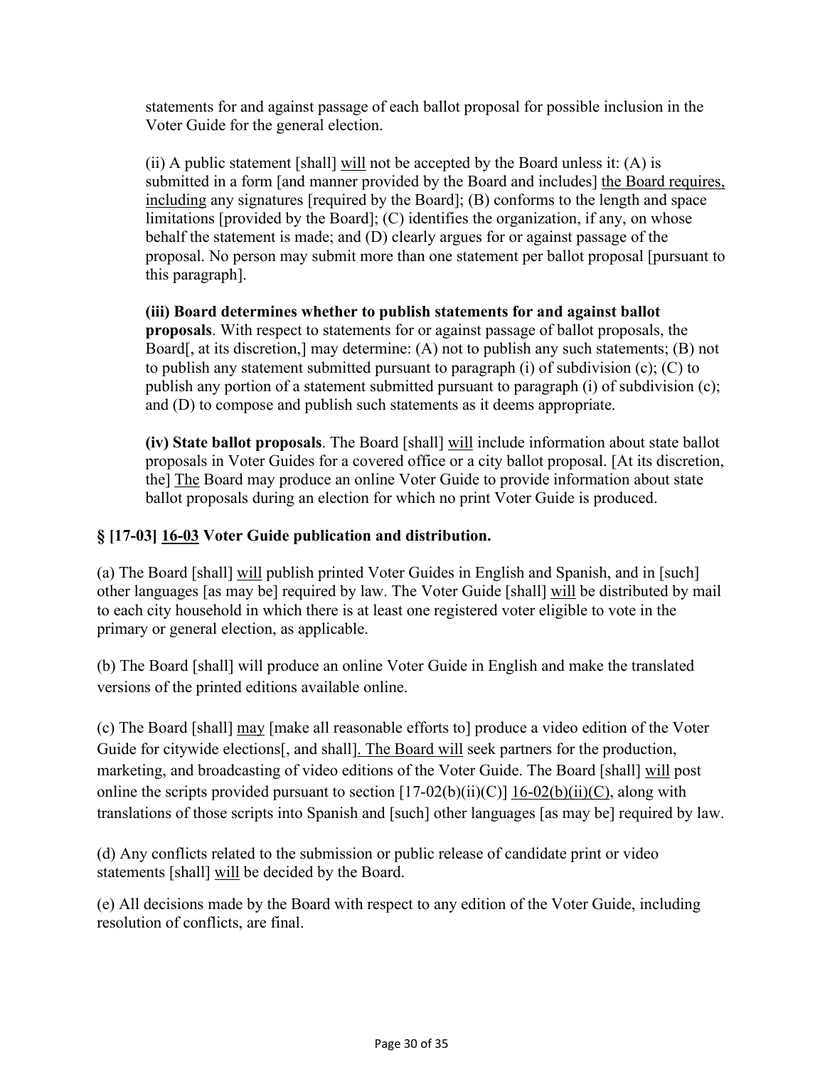statements for and against passage of each ballot proposal for possible inclusion in the Voter Guide for the general election.

(ii) A public statement [shall] will not be accepted by the Board unless it: (A) is submitted in a form [and manner provided by the Board and includes] the Board requires, including any signatures [required by the Board]; (B) conforms to the length and space limitations [provided by the Board]; (C) identifies the organization, if any, on whose behalf the statement is made; and (D) clearly argues for or against passage of the proposal. No person may submit more than one statement per ballot proposal [pursuant to this paragraph].

**(iii) Board determines whether to publish statements for and against ballot proposals**. With respect to statements for or against passage of ballot proposals, the Board[, at its discretion,] may determine: (A) not to publish any such statements; (B) not to publish any statement submitted pursuant to paragraph (i) of subdivision (c); (C) to publish any portion of a statement submitted pursuant to paragraph (i) of subdivision (c); and (D) to compose and publish such statements as it deems appropriate.

**(iv) State ballot proposals**. The Board [shall] will include information about state ballot proposals in Voter Guides for a covered office or a city ballot proposal. [At its discretion, the] The Board may produce an online Voter Guide to provide information about state ballot proposals during an election for which no print Voter Guide is produced.

**§ [17-03] 16-03 Voter Guide publication and distribution.**

(a) The Board [shall] will publish printed Voter Guides in English and Spanish, and in [such] other languages [as may be] required by law. The Voter Guide [shall] will be distributed by mail to each city household in which there is at least one registered voter eligible to vote in the primary or general election, as applicable.

(b) The Board [shall] will produce an online Voter Guide in English and make the translated versions of the printed editions available online.

(c) The Board [shall] may [make all reasonable efforts to] produce a video edition of the Voter Guide for citywide elections[, and shall]. The Board will seek partners for the production, marketing, and broadcasting of video editions of the Voter Guide. The Board [shall] will post online the scripts provided pursuant to section [17-02(b)(ii)(C)] 16-02(b)(ii)(C), along with translations of those scripts into Spanish and [such] other languages [as may be] required by law.

(d) Any conflicts related to the submission or public release of candidate print or video statements [shall] will be decided by the Board.

(e) All decisions made by the Board with respect to any edition of the Voter Guide, including resolution of conflicts, are final.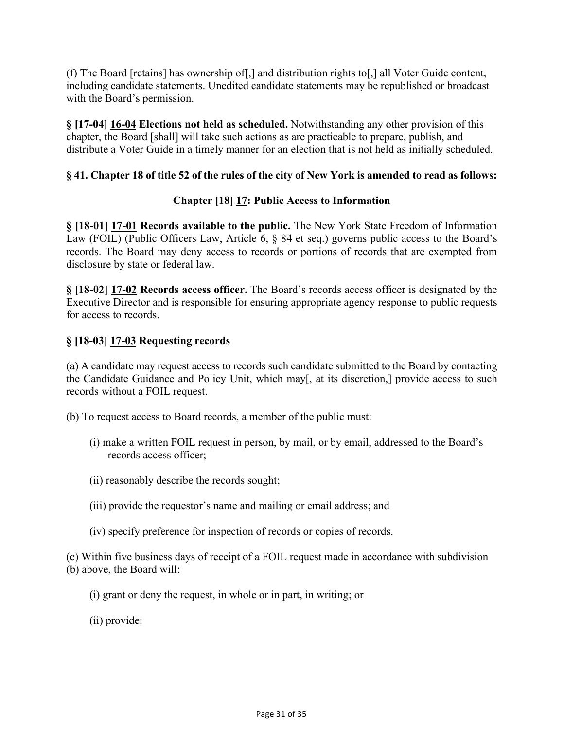(f) The Board [retains] has ownership of[,] and distribution rights to[,] all Voter Guide content, including candidate statements. Unedited candidate statements may be republished or broadcast with the Board's permission.

**§ [17-04] 16-04 Elections not held as scheduled.** Notwithstanding any other provision of this chapter, the Board [shall] will take such actions as are practicable to prepare, publish, and distribute a Voter Guide in a timely manner for an election that is not held as initially scheduled.

**§ 41. Chapter 18 of title 52 of the rules of the city of New York is amended to read as follows:**

**Chapter [18] 17: Public Access to Information**

**§ [18-01] 17-01 Records available to the public.** The New York State Freedom of Information Law (FOIL) (Public Officers Law, Article 6, § 84 et seq.) governs public access to the Board's records. The Board may deny access to records or portions of records that are exempted from disclosure by state or federal law.

**§ [18-02] 17-02 Records access officer.** The Board's records access officer is designated by the Executive Director and is responsible for ensuring appropriate agency response to public requests for access to records.

**§ [18-03] 17-03 Requesting records**

(a) A candidate may request access to records such candidate submitted to the Board by contacting the Candidate Guidance and Policy Unit, which may[, at its discretion,] provide access to such records without a FOIL request.

(b) To request access to Board records, a member of the public must:

(i) make a written FOIL request in person, by mail, or by email, addressed to the Board's records access officer;

(ii) reasonably describe the records sought;

(iii) provide the requestor's name and mailing or email address; and

(iv) specify preference for inspection of records or copies of records.

(c) Within five business days of receipt of a FOIL request made in accordance with subdivision (b) above, the Board will:

(i) grant or deny the request, in whole or in part, in writing; or

(ii) provide: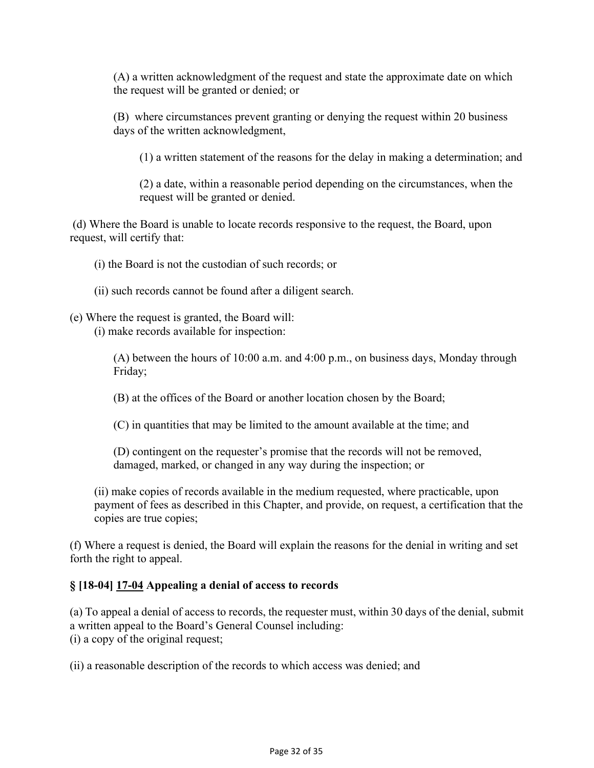(A) a written acknowledgment of the request and state the approximate date on which the request will be granted or denied; or

(B) where circumstances prevent granting or denying the request within 20 business days of the written acknowledgment,

(1) a written statement of the reasons for the delay in making a determination; and

(2) a date, within a reasonable period depending on the circumstances, when the request will be granted or denied.

(d) Where the Board is unable to locate records responsive to the request, the Board, upon request, will certify that:

(i) the Board is not the custodian of such records; or

(ii) such records cannot be found after a diligent search.

(e) Where the request is granted, the Board will:

(i) make records available for inspection:

(A) between the hours of 10:00 a.m. and 4:00 p.m., on business days, Monday through Friday;

(B) at the offices of the Board or another location chosen by the Board;

(C) in quantities that may be limited to the amount available at the time; and

(D) contingent on the requester's promise that the records will not be removed, damaged, marked, or changed in any way during the inspection; or

(ii) make copies of records available in the medium requested, where practicable, upon payment of fees as described in this Chapter, and provide, on request, a certification that the copies are true copies;

(f) Where a request is denied, the Board will explain the reasons for the denial in writing and set forth the right to appeal.

### § [18-04] <u>17-04</u> Appealing a denial of access to records

(a) To appeal a denial of access to records, the requester must, within 30 days of the denial, submit a written appeal to the Board's General Counsel including:

(i) a copy of the original request;

(ii) a reasonable description of the records to which access was denied; and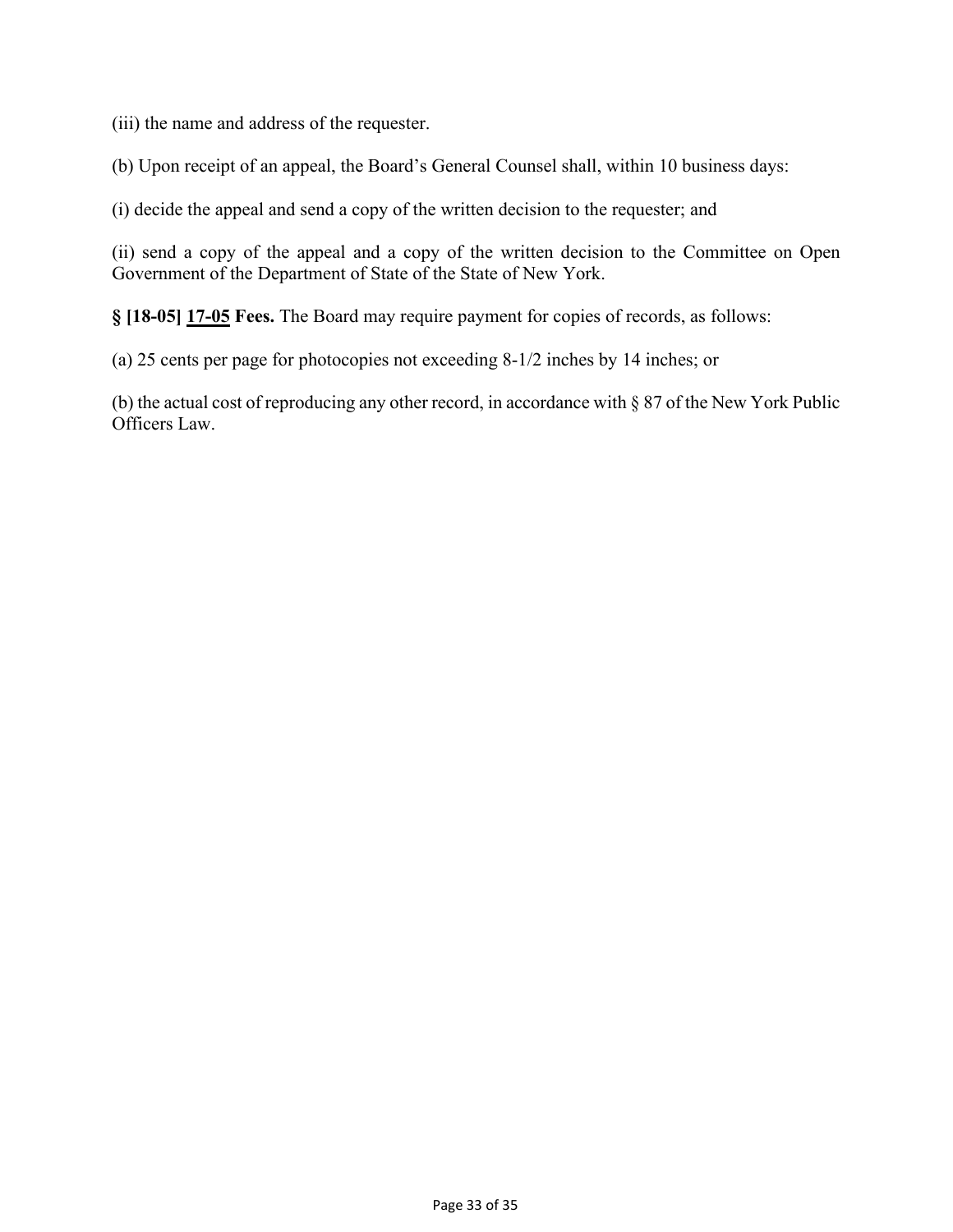(iii) the name and address of the requester.

(b) Upon receipt of an appeal, the Board's General Counsel shall, within 10 business days:

(i) decide the appeal and send a copy of the written decision to the requester; and

(ii) send a copy of the appeal and a copy of the written decision to the Committee on Open Government of the Department of State of the State of New York.

**§ [18-05] <u>17-05</u> Fees.** The Board may require payment for copies of records, as follows:

(a) 25 cents per page for photocopies not exceeding 8-1/2 inches by 14 inches; or

(b) the actual cost of reproducing any other record, in accordance with § 87 of the New York Public Officers Law.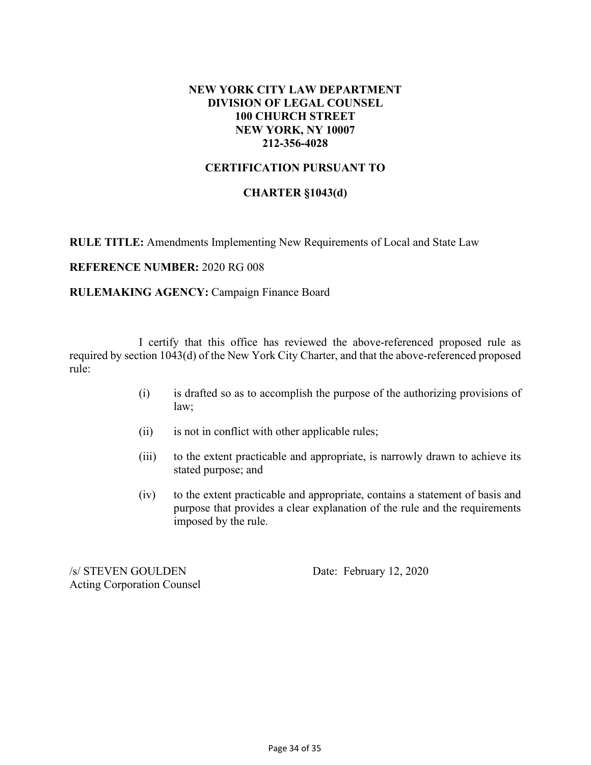**NEW YORK CITY LAW DEPARTMENT**
**DIVISION OF LEGAL COUNSEL**
**100 CHURCH STREET**
**NEW YORK, NY 10007**
**212-356-4028**

**CERTIFICATION PURSUANT TO**

**CHARTER §1043(d)**

**RULE TITLE:** Amendments Implementing New Requirements of Local and State Law

**REFERENCE NUMBER:** 2020 RG 008

**RULEMAKING AGENCY:** Campaign Finance Board

I certify that this office has reviewed the above-referenced proposed rule as required by section 1043(d) of the New York City Charter, and that the above-referenced proposed rule:

(i) is drafted so as to accomplish the purpose of the authorizing provisions of law;

(ii) is not in conflict with other applicable rules;

(iii) to the extent practicable and appropriate, is narrowly drawn to achieve its stated purpose; and

(iv) to the extent practicable and appropriate, contains a statement of basis and purpose that provides a clear explanation of the rule and the requirements imposed by the rule.

/s/ STEVEN GOULDEN
Acting Corporation Counsel

Date: February 12, 2020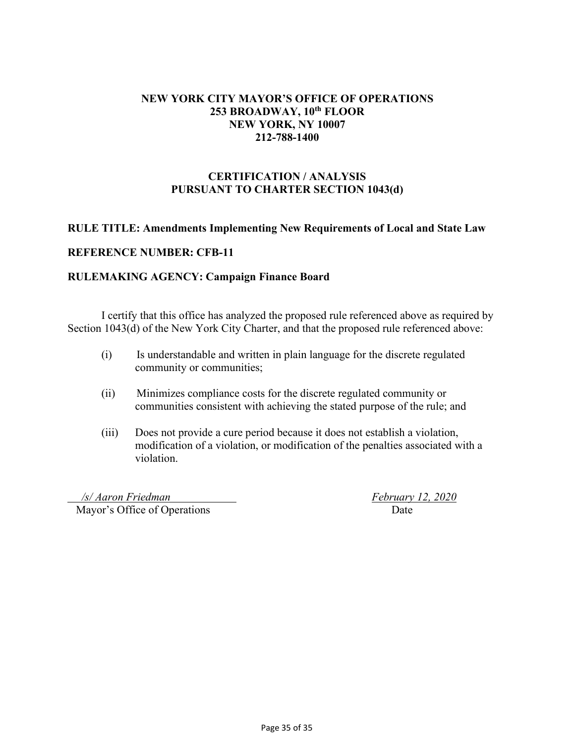**NEW YORK CITY MAYOR'S OFFICE OF OPERATIONS**
**253 BROADWAY, 10th FLOOR**
**NEW YORK, NY 10007**
**212-788-1400**

**CERTIFICATION / ANALYSIS**
**PURSUANT TO CHARTER SECTION 1043(d)**

**RULE TITLE: Amendments Implementing New Requirements of Local and State Law**

**REFERENCE NUMBER: CFB-11**

**RULEMAKING AGENCY: Campaign Finance Board**

I certify that this office has analyzed the proposed rule referenced above as required by Section 1043(d) of the New York City Charter, and that the proposed rule referenced above:

(i) Is understandable and written in plain language for the discrete regulated community or communities;

(ii) Minimizes compliance costs for the discrete regulated community or communities consistent with achieving the stated purpose of the rule; and

(iii) Does not provide a cure period because it does not establish a violation, modification of a violation, or modification of the penalties associated with a violation.

*/s/ Aaron Friedman* — *February 12, 2020*

Mayor's Office of Operations — Date